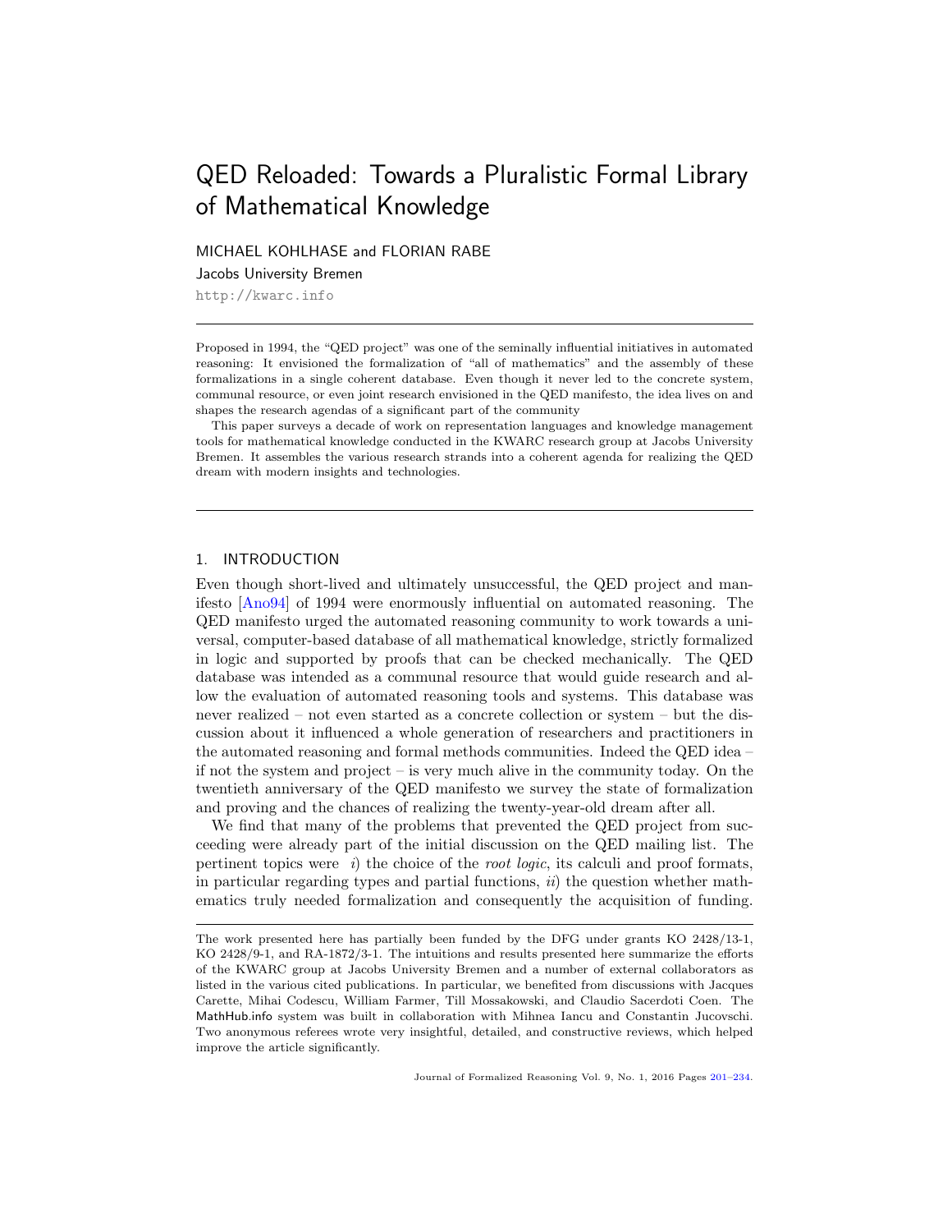# QED Reloaded: Towards a Pluralistic Formal Library of Mathematical Knowledge

MICHAEL KOHLHASE and FLORIAN RABE

Jacobs University Bremen

http://kwarc.info

---

Proposed in 1994, the "QED project" was one of the seminally influential initiatives in automated reasoning: It envisioned the formalization of "all of mathematics" and the assembly of these formalizations in a single coherent database. Even though it never led to the concrete system, communal resource, or even joint research envisioned in the QED manifesto, the idea lives on and shapes the research agendas of a significant part of the community

This paper surveys a decade of work on representation languages and knowledge management tools for mathematical knowledge conducted in the KWARC research group at Jacobs University Bremen. It assembles the various research strands into a coherent agenda for realizing the QED dream with modern insights and technologies.

---

## 1. INTRODUCTION

Even though short-lived and ultimately unsuccessful, the QED project and manifesto [Ano94] of 1994 were enormously influential on automated reasoning. The QED manifesto urged the automated reasoning community to work towards a universal, computer-based database of all mathematical knowledge, strictly formalized in logic and supported by proofs that can be checked mechanically. The QED database was intended as a communal resource that would guide research and allow the evaluation of automated reasoning tools and systems. This database was never realized – not even started as a concrete collection or system – but the discussion about it influenced a whole generation of researchers and practitioners in the automated reasoning and formal methods communities. Indeed the QED idea – if not the system and project – is very much alive in the community today. On the twentieth anniversary of the QED manifesto we survey the state of formalization and proving and the chances of realizing the twenty-year-old dream after all.

We find that many of the problems that prevented the QED project from succeeding were already part of the initial discussion on the QED mailing list. The pertinent topics were *i*) the choice of the *root logic*, its calculi and proof formats, in particular regarding types and partial functions, *ii*) the question whether mathematics truly needed formalization and consequently the acquisition of funding.

---

The work presented here has partially been funded by the DFG under grants KO 2428/13-1, KO 2428/9-1, and RA-1872/3-1. The intuitions and results presented here summarize the efforts of the KWARC group at Jacobs University Bremen and a number of external collaborators as listed in the various cited publications. In particular, we benefited from discussions with Jacques Carette, Mihai Codescu, William Farmer, Till Mossakowski, and Claudio Sacerdoti Coen. The MathHub.info system was built in collaboration with Mihnea Iancu and Constantin Jucovschi. Two anonymous referees wrote very insightful, detailed, and constructive reviews, which helped improve the article significantly.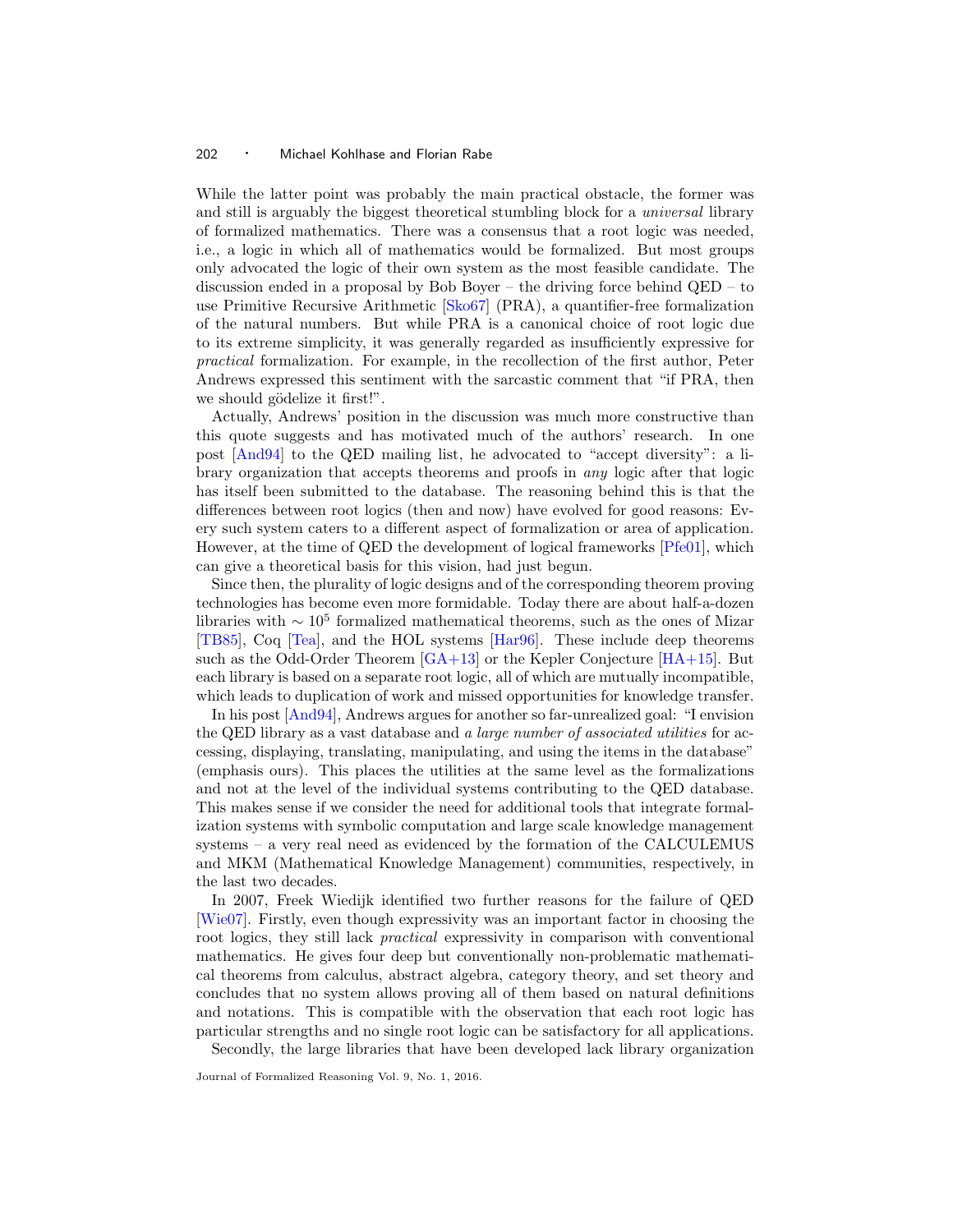While the latter point was probably the main practical obstacle, the former was and still is arguably the biggest theoretical stumbling block for a *universal* library of formalized mathematics. There was a consensus that a root logic was needed, i.e., a logic in which all of mathematics would be formalized. But most groups only advocated the logic of their own system as the most feasible candidate. The discussion ended in a proposal by Bob Boyer – the driving force behind QED – to use Primitive Recursive Arithmetic [Sko67] (PRA), a quantifier-free formalization of the natural numbers. But while PRA is a canonical choice of root logic due to its extreme simplicity, it was generally regarded as insufficiently expressive for *practical* formalization. For example, in the recollection of the first author, Peter Andrews expressed this sentiment with the sarcastic comment that "if PRA, then we should gödelize it first!".

Actually, Andrews' position in the discussion was much more constructive than this quote suggests and has motivated much of the authors' research. In one post [And94] to the QED mailing list, he advocated to "accept diversity": a library organization that accepts theorems and proofs in *any* logic after that logic has itself been submitted to the database. The reasoning behind this is that the differences between root logics (then and now) have evolved for good reasons: Every such system caters to a different aspect of formalization or area of application. However, at the time of QED the development of logical frameworks [Pfe01], which can give a theoretical basis for this vision, had just begun.

Since then, the plurality of logic designs and of the corresponding theorem proving technologies has become even more formidable. Today there are about half-a-dozen libraries with $\sim 10^5$ formalized mathematical theorems, such as the ones of Mizar [TB85], Coq [Tea], and the HOL systems [Har96]. These include deep theorems such as the Odd-Order Theorem [GA+13] or the Kepler Conjecture [HA+15]. But each library is based on a separate root logic, all of which are mutually incompatible, which leads to duplication of work and missed opportunities for knowledge transfer.

In his post [And94], Andrews argues for another so far-unrealized goal: "I envision the QED library as a vast database and *a large number of associated utilities* for accessing, displaying, translating, manipulating, and using the items in the database" (emphasis ours). This places the utilities at the same level as the formalizations and not at the level of the individual systems contributing to the QED database. This makes sense if we consider the need for additional tools that integrate formalization systems with symbolic computation and large scale knowledge management systems – a very real need as evidenced by the formation of the CALCULEMUS and MKM (Mathematical Knowledge Management) communities, respectively, in the last two decades.

In 2007, Freek Wiedijk identified two further reasons for the failure of QED [Wie07]. Firstly, even though expressivity was an important factor in choosing the root logics, they still lack *practical* expressivity in comparison with conventional mathematics. He gives four deep but conventionally non-problematic mathematical theorems from calculus, abstract algebra, category theory, and set theory and concludes that no system allows proving all of them based on natural definitions and notations. This is compatible with the observation that each root logic has particular strengths and no single root logic can be satisfactory for all applications.

Secondly, the large libraries that have been developed lack library organization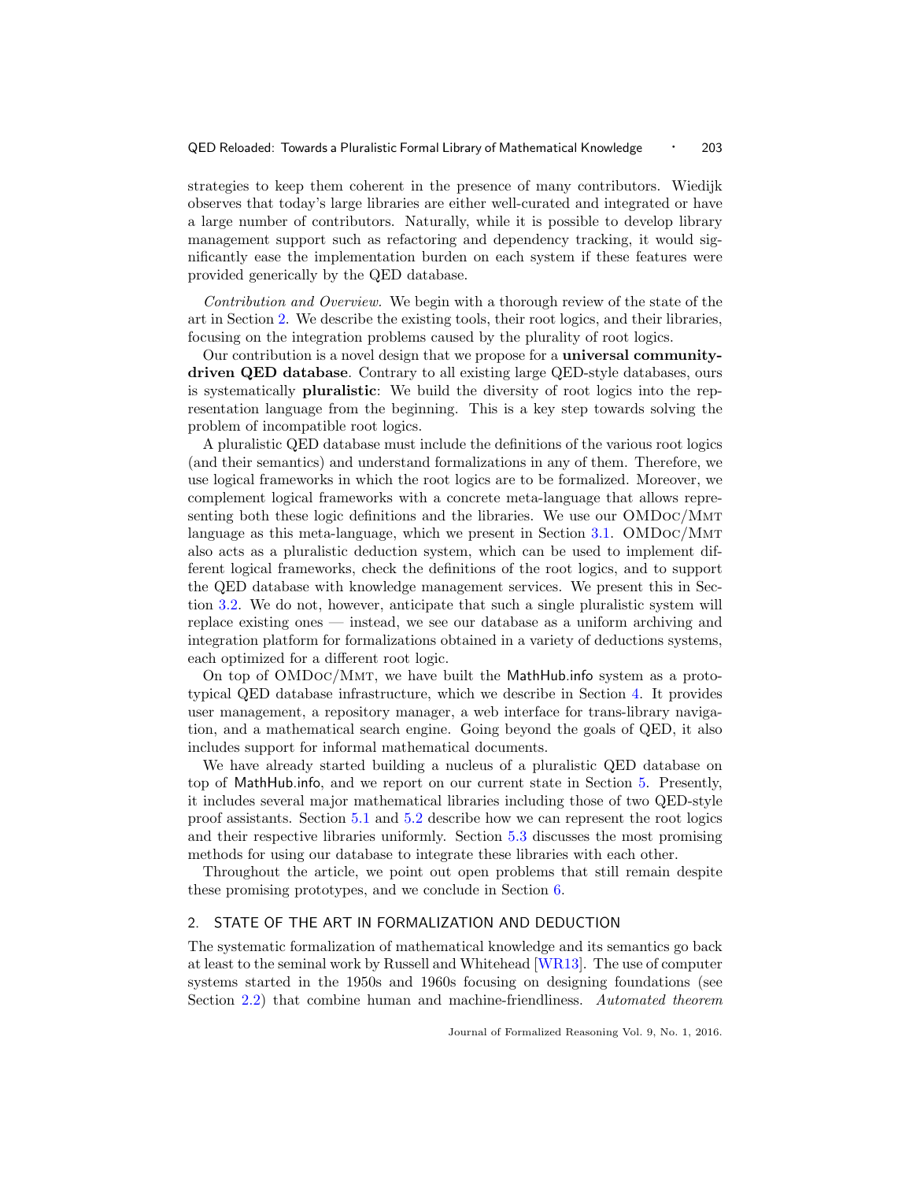strategies to keep them coherent in the presence of many contributors. Wiedijk observes that today's large libraries are either well-curated and integrated or have a large number of contributors. Naturally, while it is possible to develop library management support such as refactoring and dependency tracking, it would significantly ease the implementation burden on each system if these features were provided generically by the QED database.

*Contribution and Overview*. We begin with a thorough review of the state of the art in Section 2. We describe the existing tools, their root logics, and their libraries, focusing on the integration problems caused by the plurality of root logics.

Our contribution is a novel design that we propose for a **universal community-driven QED database**. Contrary to all existing large QED-style databases, ours is systematically **pluralistic**: We build the diversity of root logics into the representation language from the beginning. This is a key step towards solving the problem of incompatible root logics.

A pluralistic QED database must include the definitions of the various root logics (and their semantics) and understand formalizations in any of them. Therefore, we use logical frameworks in which the root logics are to be formalized. Moreover, we complement logical frameworks with a concrete meta-language that allows representing both these logic definitions and the libraries. We use our OMDoc/Mmt language as this meta-language, which we present in Section 3.1. OMDoc/Mmt also acts as a pluralistic deduction system, which can be used to implement different logical frameworks, check the definitions of the root logics, and to support the QED database with knowledge management services. We present this in Section 3.2. We do not, however, anticipate that such a single pluralistic system will replace existing ones — instead, we see our database as a uniform archiving and integration platform for formalizations obtained in a variety of deductions systems, each optimized for a different root logic.

On top of OMDoc/Mmt, we have built the MathHub.info system as a prototypical QED database infrastructure, which we describe in Section 4. It provides user management, a repository manager, a web interface for trans-library navigation, and a mathematical search engine. Going beyond the goals of QED, it also includes support for informal mathematical documents.

We have already started building a nucleus of a pluralistic QED database on top of MathHub.info, and we report on our current state in Section 5. Presently, it includes several major mathematical libraries including those of two QED-style proof assistants. Section 5.1 and 5.2 describe how we can represent the root logics and their respective libraries uniformly. Section 5.3 discusses the most promising methods for using our database to integrate these libraries with each other.

Throughout the article, we point out open problems that still remain despite these promising prototypes, and we conclude in Section 6.

## 2. STATE OF THE ART IN FORMALIZATION AND DEDUCTION

The systematic formalization of mathematical knowledge and its semantics go back at least to the seminal work by Russell and Whitehead [WR13]. The use of computer systems started in the 1950s and 1960s focusing on designing foundations (see Section 2.2) that combine human and machine-friendliness. *Automated theorem*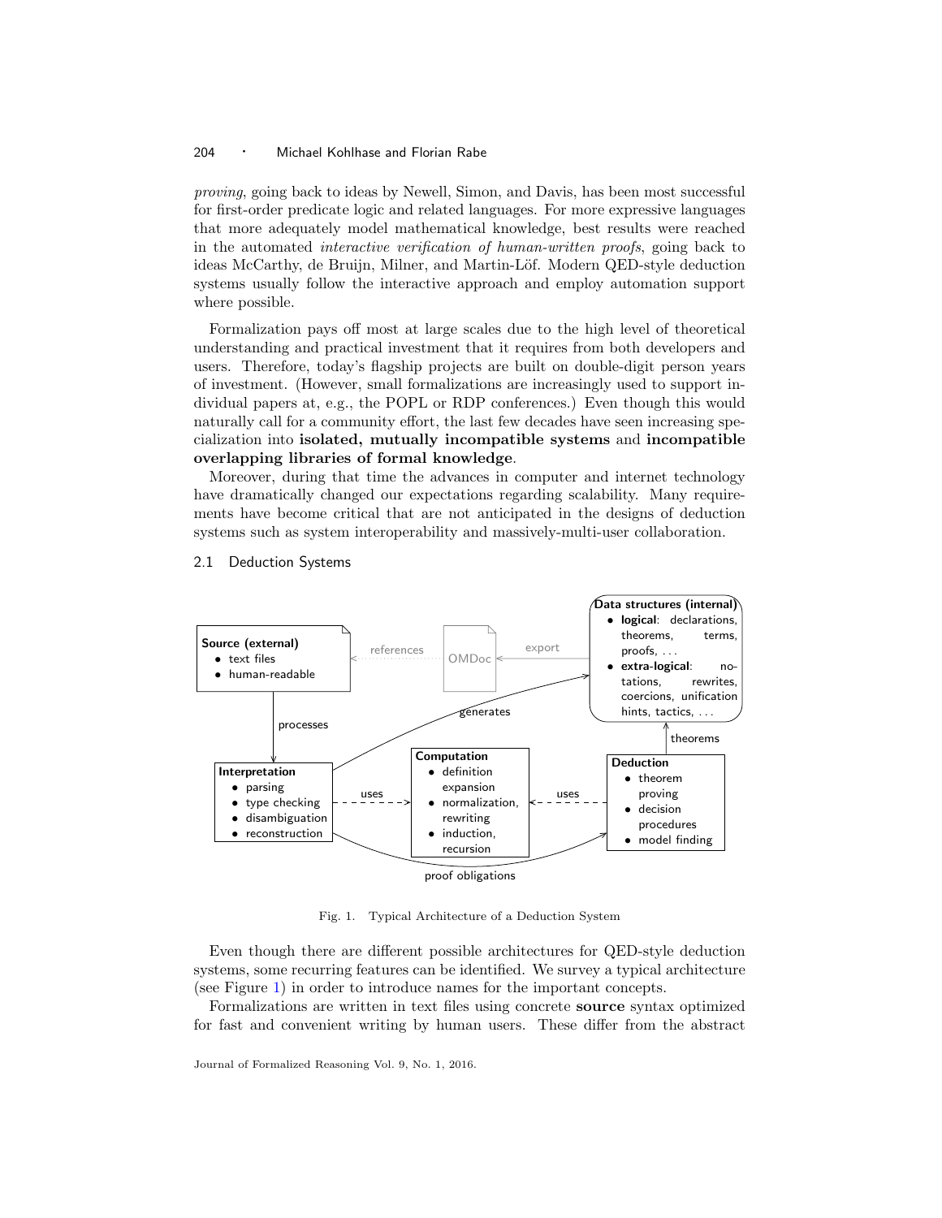*proving*, going back to ideas by Newell, Simon, and Davis, has been most successful for first-order predicate logic and related languages. For more expressive languages that more adequately model mathematical knowledge, best results were reached in the automated *interactive verification of human-written proofs*, going back to ideas McCarthy, de Bruijn, Milner, and Martin-Löf. Modern QED-style deduction systems usually follow the interactive approach and employ automation support where possible.

Formalization pays off most at large scales due to the high level of theoretical understanding and practical investment that it requires from both developers and users. Therefore, today's flagship projects are built on double-digit person years of investment. (However, small formalizations are increasingly used to support individual papers at, e.g., the POPL or RDP conferences.) Even though this would naturally call for a community effort, the last few decades have seen increasing specialization into **isolated, mutually incompatible systems** and **incompatible overlapping libraries of formal knowledge**.

Moreover, during that time the advances in computer and internet technology have dramatically changed our expectations regarding scalability. Many requirements have become critical that are not anticipated in the designs of deduction systems such as system interoperability and massively-multi-user collaboration.

## 2.1 Deduction Systems

**Source (external)**
- text files
- human-readable

**Data structures (internal)**
- **logical**: declarations, theorems, terms, proofs, ...
- **extra-logical**: notations, rewrites, coercions, unification hints, tactics, ...

**Interpretation**
- parsing
- type checking
- disambiguation
- reconstruction

**Computation**
- definition expansion
- normalization, rewriting
- induction, recursion

**Deduction**
- theorem proving
- decision procedures
- model finding

OMDoc — references, export, processes, generates, uses, uses, theorems, proof obligations

Fig. 1. Typical Architecture of a Deduction System

Even though there are different possible architectures for QED-style deduction systems, some recurring features can be identified. We survey a typical architecture (see Figure 1) in order to introduce names for the important concepts.

Formalizations are written in text files using concrete **source** syntax optimized for fast and convenient writing by human users. These differ from the abstract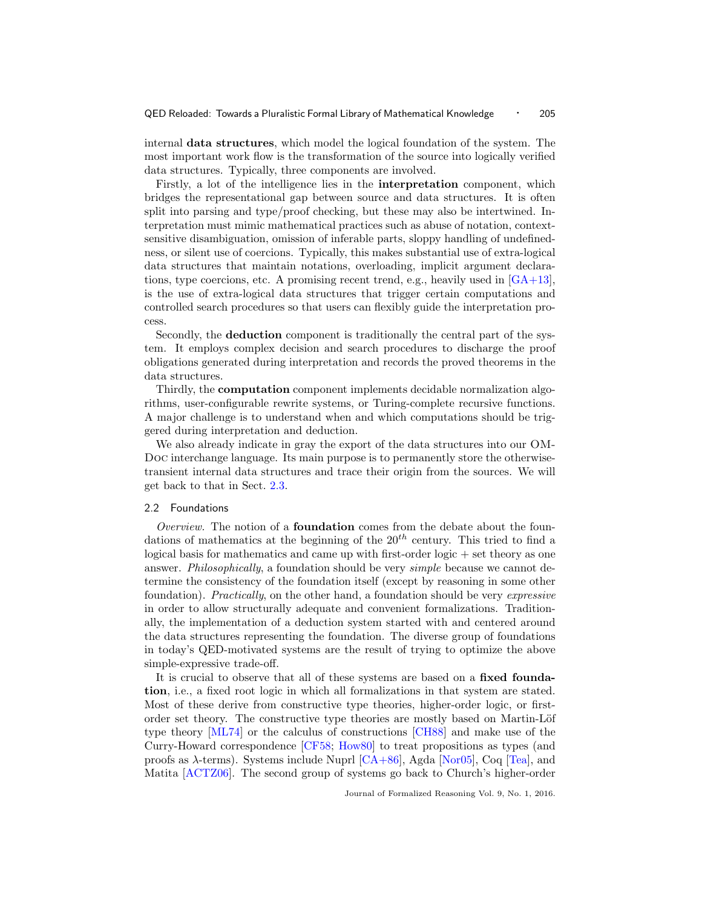internal **data structures**, which model the logical foundation of the system. The most important work flow is the transformation of the source into logically verified data structures. Typically, three components are involved.

Firstly, a lot of the intelligence lies in the **interpretation** component, which bridges the representational gap between source and data structures. It is often split into parsing and type/proof checking, but these may also be intertwined. Interpretation must mimic mathematical practices such as abuse of notation, context-sensitive disambiguation, omission of inferable parts, sloppy handling of undefinedness, or silent use of coercions. Typically, this makes substantial use of extra-logical data structures that maintain notations, overloading, implicit argument declarations, type coercions, etc. A promising recent trend, e.g., heavily used in [GA+13], is the use of extra-logical data structures that trigger certain computations and controlled search procedures so that users can flexibly guide the interpretation process.

Secondly, the **deduction** component is traditionally the central part of the system. It employs complex decision and search procedures to discharge the proof obligations generated during interpretation and records the proved theorems in the data structures.

Thirdly, the **computation** component implements decidable normalization algorithms, user-configurable rewrite systems, or Turing-complete recursive functions. A major challenge is to understand when and which computations should be triggered during interpretation and deduction.

We also already indicate in gray the export of the data structures into our OMDoc interchange language. Its main purpose is to permanently store the otherwise-transient internal data structures and trace their origin from the sources. We will get back to that in Sect. 2.3.

### 2.2 Foundations

*Overview.* The notion of a **foundation** comes from the debate about the foundations of mathematics at the beginning of the $20^{th}$ century. This tried to find a logical basis for mathematics and came up with first-order logic + set theory as one answer. *Philosophically*, a foundation should be very *simple* because we cannot determine the consistency of the foundation itself (except by reasoning in some other foundation). *Practically*, on the other hand, a foundation should be very *expressive* in order to allow structurally adequate and convenient formalizations. Traditionally, the implementation of a deduction system started with and centered around the data structures representing the foundation. The diverse group of foundations in today's QED-motivated systems are the result of trying to optimize the above simple-expressive trade-off.

It is crucial to observe that all of these systems are based on a **fixed foundation**, i.e., a fixed root logic in which all formalizations in that system are stated. Most of these derive from constructive type theories, higher-order logic, or first-order set theory. The constructive type theories are mostly based on Martin-Löf type theory [ML74] or the calculus of constructions [CH88] and make use of the Curry-Howard correspondence [CF58; How80] to treat propositions as types (and proofs as $\lambda$-terms). Systems include Nuprl [CA+86], Agda [Nor05], Coq [Tea], and Matita [ACTZ06]. The second group of systems go back to Church's higher-order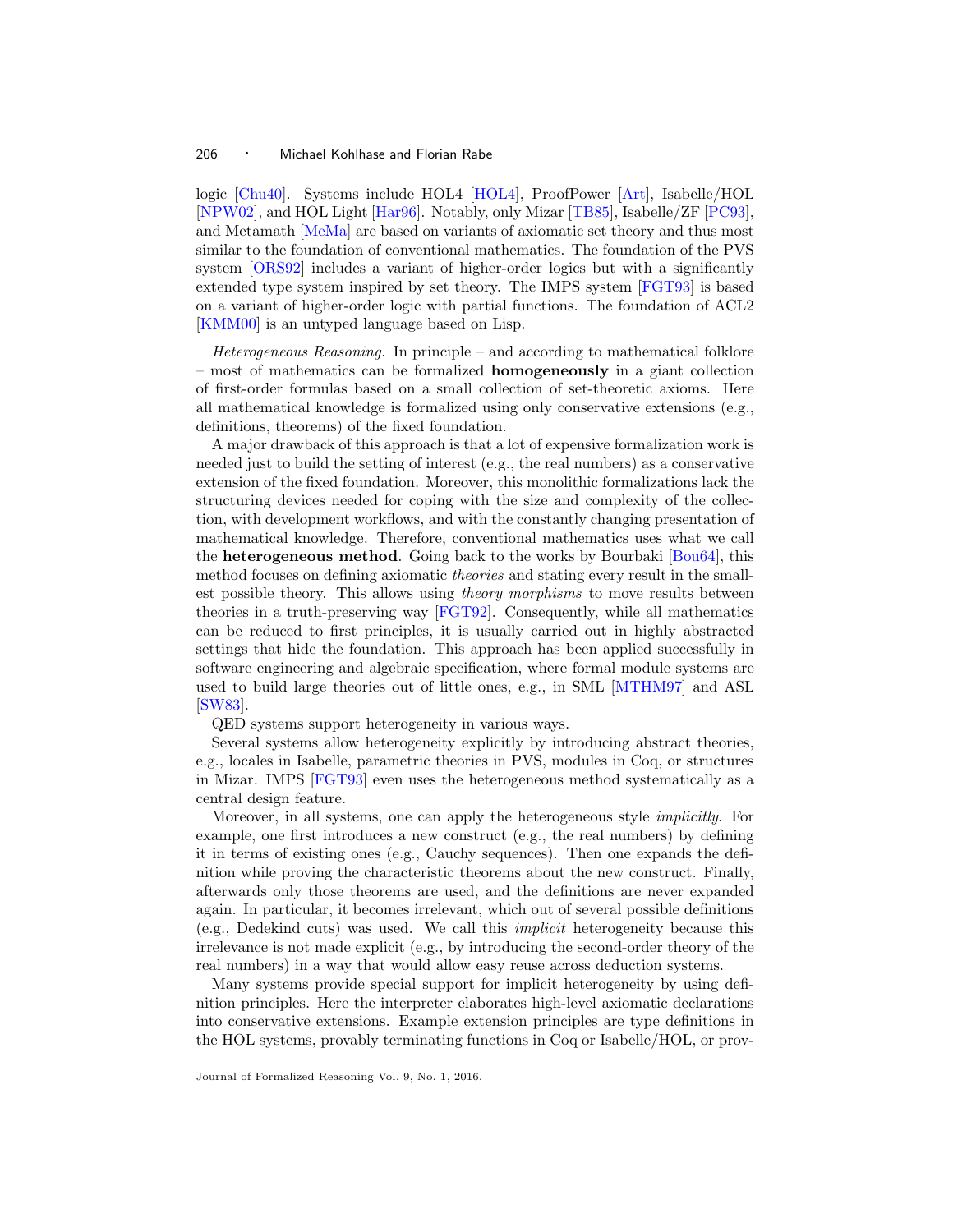logic [Chu40]. Systems include HOL4 [HOL4], ProofPower [Art], Isabelle/HOL [NPW02], and HOL Light [Har96]. Notably, only Mizar [TB85], Isabelle/ZF [PC93], and Metamath [MeMa] are based on variants of axiomatic set theory and thus most similar to the foundation of conventional mathematics. The foundation of the PVS system [ORS92] includes a variant of higher-order logics but with a significantly extended type system inspired by set theory. The IMPS system [FGT93] is based on a variant of higher-order logic with partial functions. The foundation of ACL2 [KMM00] is an untyped language based on Lisp.

*Heterogeneous Reasoning.* In principle – and according to mathematical folklore – most of mathematics can be formalized **homogeneously** in a giant collection of first-order formulas based on a small collection of set-theoretic axioms. Here all mathematical knowledge is formalized using only conservative extensions (e.g., definitions, theorems) of the fixed foundation.

A major drawback of this approach is that a lot of expensive formalization work is needed just to build the setting of interest (e.g., the real numbers) as a conservative extension of the fixed foundation. Moreover, this monolithic formalizations lack the structuring devices needed for coping with the size and complexity of the collection, with development workflows, and with the constantly changing presentation of mathematical knowledge. Therefore, conventional mathematics uses what we call the **heterogeneous method**. Going back to the works by Bourbaki [Bou64], this method focuses on defining axiomatic *theories* and stating every result in the smallest possible theory. This allows using *theory morphisms* to move results between theories in a truth-preserving way [FGT92]. Consequently, while all mathematics can be reduced to first principles, it is usually carried out in highly abstracted settings that hide the foundation. This approach has been applied successfully in software engineering and algebraic specification, where formal module systems are used to build large theories out of little ones, e.g., in SML [MTHM97] and ASL [SW83].

QED systems support heterogeneity in various ways.

Several systems allow heterogeneity explicitly by introducing abstract theories, e.g., locales in Isabelle, parametric theories in PVS, modules in Coq, or structures in Mizar. IMPS [FGT93] even uses the heterogeneous method systematically as a central design feature.

Moreover, in all systems, one can apply the heterogeneous style *implicitly*. For example, one first introduces a new construct (e.g., the real numbers) by defining it in terms of existing ones (e.g., Cauchy sequences). Then one expands the definition while proving the characteristic theorems about the new construct. Finally, afterwards only those theorems are used, and the definitions are never expanded again. In particular, it becomes irrelevant, which out of several possible definitions (e.g., Dedekind cuts) was used. We call this *implicit* heterogeneity because this irrelevance is not made explicit (e.g., by introducing the second-order theory of the real numbers) in a way that would allow easy reuse across deduction systems.

Many systems provide special support for implicit heterogeneity by using definition principles. Here the interpreter elaborates high-level axiomatic declarations into conservative extensions. Example extension principles are type definitions in the HOL systems, provably terminating functions in Coq or Isabelle/HOL, or prov-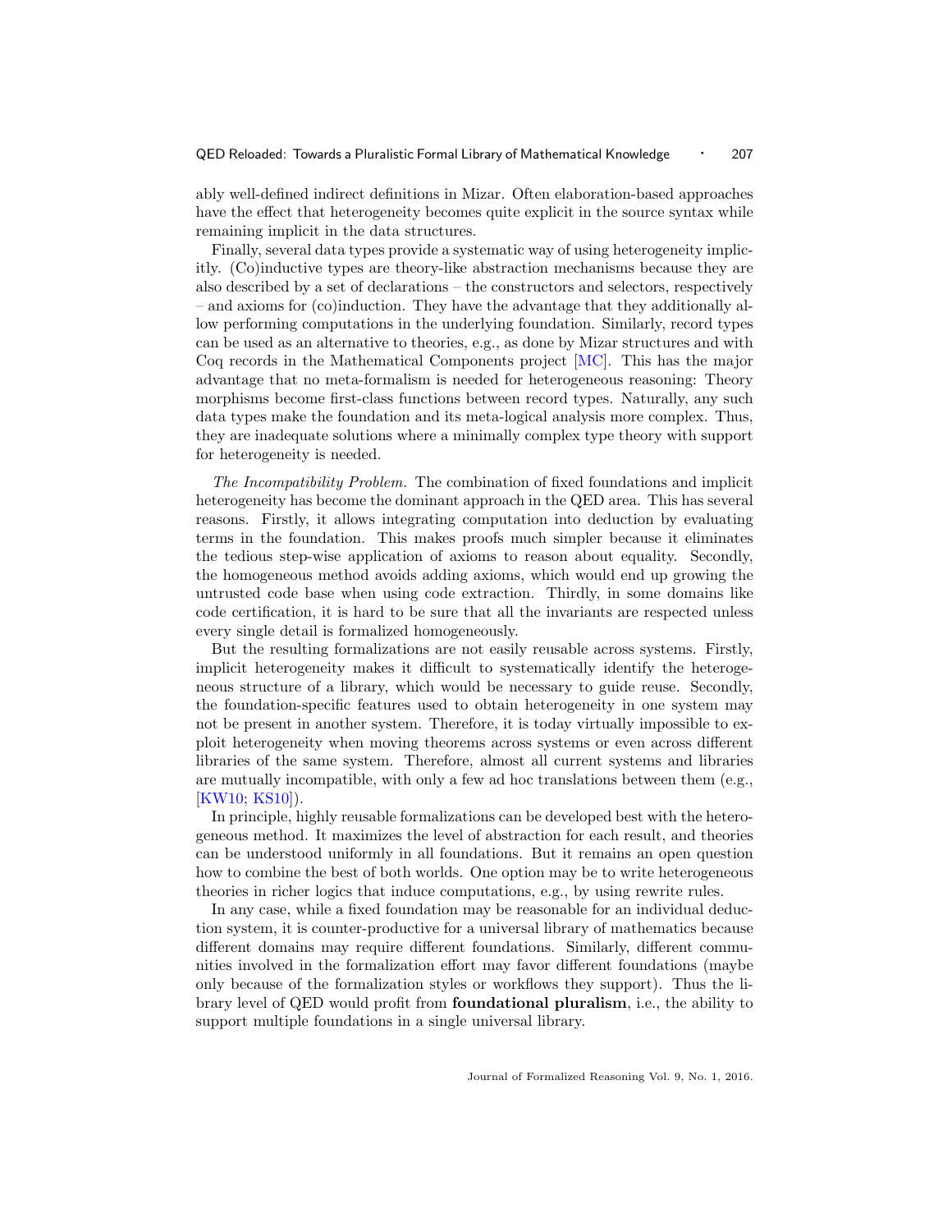ably well-defined indirect definitions in Mizar. Often elaboration-based approaches have the effect that heterogeneity becomes quite explicit in the source syntax while remaining implicit in the data structures.

Finally, several data types provide a systematic way of using heterogeneity implicitly. (Co)inductive types are theory-like abstraction mechanisms because they are also described by a set of declarations – the constructors and selectors, respectively – and axioms for (co)induction. They have the advantage that they additionally allow performing computations in the underlying foundation. Similarly, record types can be used as an alternative to theories, e.g., as done by Mizar structures and with Coq records in the Mathematical Components project [MC]. This has the major advantage that no meta-formalism is needed for heterogeneous reasoning: Theory morphisms become first-class functions between record types. Naturally, any such data types make the foundation and its meta-logical analysis more complex. Thus, they are inadequate solutions where a minimally complex type theory with support for heterogeneity is needed.

*The Incompatibility Problem.* The combination of fixed foundations and implicit heterogeneity has become the dominant approach in the QED area. This has several reasons. Firstly, it allows integrating computation into deduction by evaluating terms in the foundation. This makes proofs much simpler because it eliminates the tedious step-wise application of axioms to reason about equality. Secondly, the homogeneous method avoids adding axioms, which would end up growing the untrusted code base when using code extraction. Thirdly, in some domains like code certification, it is hard to be sure that all the invariants are respected unless every single detail is formalized homogeneously.

But the resulting formalizations are not easily reusable across systems. Firstly, implicit heterogeneity makes it difficult to systematically identify the heterogeneous structure of a library, which would be necessary to guide reuse. Secondly, the foundation-specific features used to obtain heterogeneity in one system may not be present in another system. Therefore, it is today virtually impossible to exploit heterogeneity when moving theorems across systems or even across different libraries of the same system. Therefore, almost all current systems and libraries are mutually incompatible, with only a few ad hoc translations between them (e.g., [KW10; KS10]).

In principle, highly reusable formalizations can be developed best with the heterogeneous method. It maximizes the level of abstraction for each result, and theories can be understood uniformly in all foundations. But it remains an open question how to combine the best of both worlds. One option may be to write heterogeneous theories in richer logics that induce computations, e.g., by using rewrite rules.

In any case, while a fixed foundation may be reasonable for an individual deduction system, it is counter-productive for a universal library of mathematics because different domains may require different foundations. Similarly, different communities involved in the formalization effort may favor different foundations (maybe only because of the formalization styles or workflows they support). Thus the library level of QED would profit from **foundational pluralism**, i.e., the ability to support multiple foundations in a single universal library.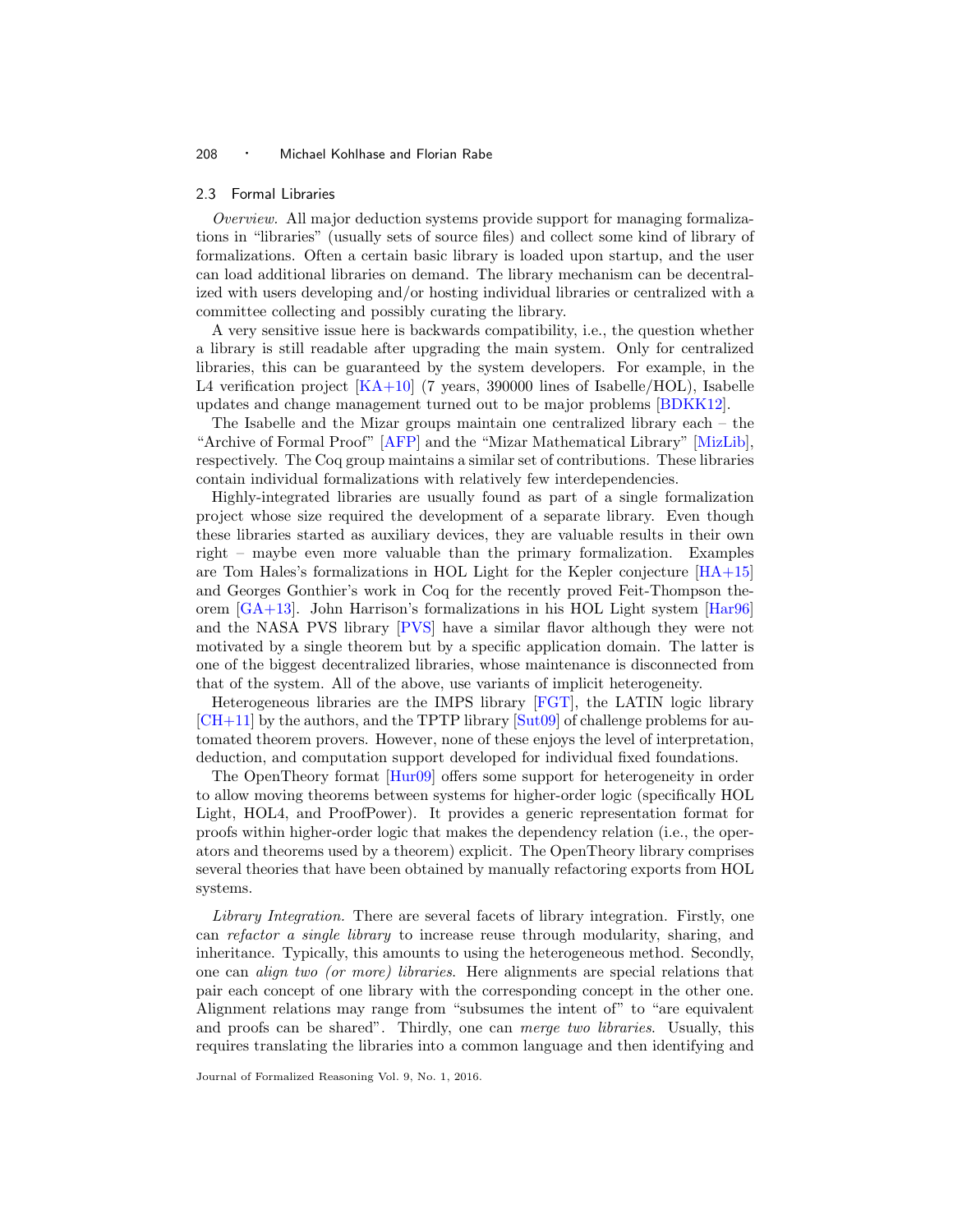### 2.3 Formal Libraries

*Overview.* All major deduction systems provide support for managing formalizations in "libraries" (usually sets of source files) and collect some kind of library of formalizations. Often a certain basic library is loaded upon startup, and the user can load additional libraries on demand. The library mechanism can be decentralized with users developing and/or hosting individual libraries or centralized with a committee collecting and possibly curating the library.

A very sensitive issue here is backwards compatibility, i.e., the question whether a library is still readable after upgrading the main system. Only for centralized libraries, this can be guaranteed by the system developers. For example, in the L4 verification project [KA+10] (7 years, 390000 lines of Isabelle/HOL), Isabelle updates and change management turned out to be major problems [BDKK12].

The Isabelle and the Mizar groups maintain one centralized library each – the "Archive of Formal Proof" [AFP] and the "Mizar Mathematical Library" [MizLib], respectively. The Coq group maintains a similar set of contributions. These libraries contain individual formalizations with relatively few interdependencies.

Highly-integrated libraries are usually found as part of a single formalization project whose size required the development of a separate library. Even though these libraries started as auxiliary devices, they are valuable results in their own right – maybe even more valuable than the primary formalization. Examples are Tom Hales's formalizations in HOL Light for the Kepler conjecture [HA+15] and Georges Gonthier's work in Coq for the recently proved Feit-Thompson theorem [GA+13]. John Harrison's formalizations in his HOL Light system [Har96] and the NASA PVS library [PVS] have a similar flavor although they were not motivated by a single theorem but by a specific application domain. The latter is one of the biggest decentralized libraries, whose maintenance is disconnected from that of the system. All of the above, use variants of implicit heterogeneity.

Heterogeneous libraries are the IMPS library [FGT], the LATIN logic library [CH+11] by the authors, and the TPTP library [Sut09] of challenge problems for automated theorem provers. However, none of these enjoys the level of interpretation, deduction, and computation support developed for individual fixed foundations.

The OpenTheory format [Hur09] offers some support for heterogeneity in order to allow moving theorems between systems for higher-order logic (specifically HOL Light, HOL4, and ProofPower). It provides a generic representation format for proofs within higher-order logic that makes the dependency relation (i.e., the operators and theorems used by a theorem) explicit. The OpenTheory library comprises several theories that have been obtained by manually refactoring exports from HOL systems.

*Library Integration.* There are several facets of library integration. Firstly, one can *refactor a single library* to increase reuse through modularity, sharing, and inheritance. Typically, this amounts to using the heterogeneous method. Secondly, one can *align two (or more) libraries*. Here alignments are special relations that pair each concept of one library with the corresponding concept in the other one. Alignment relations may range from "subsumes the intent of" to "are equivalent and proofs can be shared". Thirdly, one can *merge two libraries*. Usually, this requires translating the libraries into a common language and then identifying and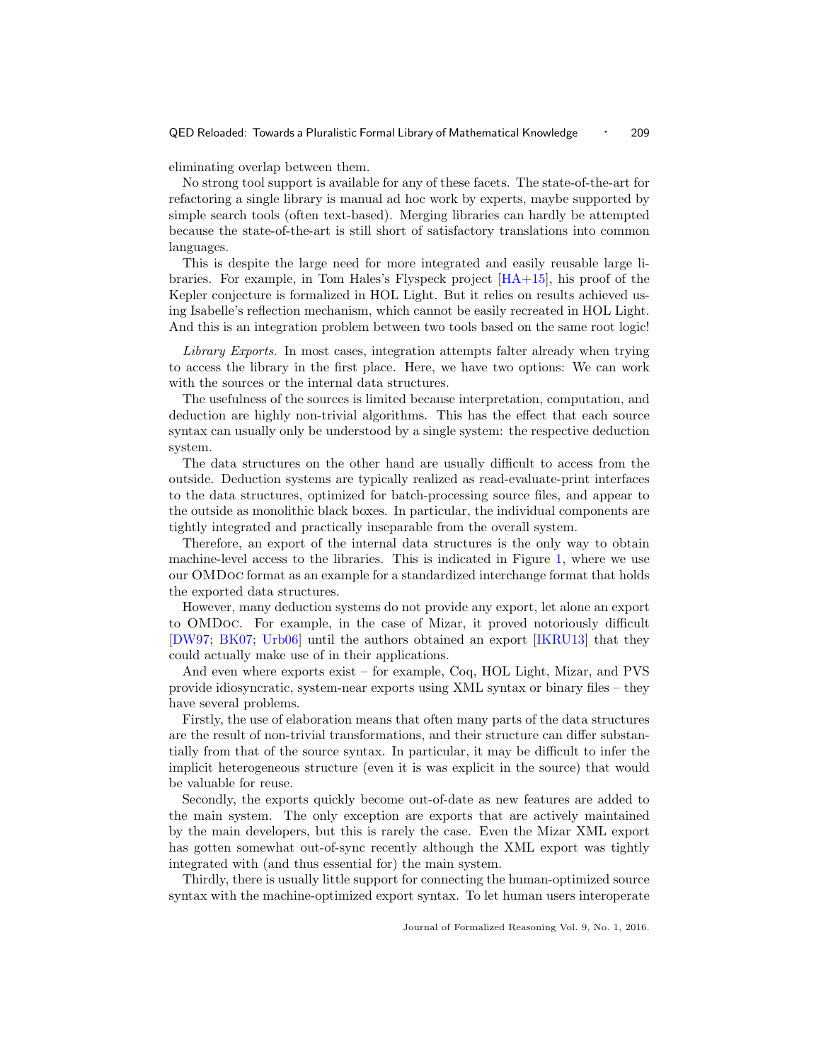eliminating overlap between them.

No strong tool support is available for any of these facets. The state-of-the-art for refactoring a single library is manual ad hoc work by experts, maybe supported by simple search tools (often text-based). Merging libraries can hardly be attempted because the state-of-the-art is still short of satisfactory translations into common languages.

This is despite the large need for more integrated and easily reusable large libraries. For example, in Tom Hales's Flyspeck project [HA+15], his proof of the Kepler conjecture is formalized in HOL Light. But it relies on results achieved using Isabelle's reflection mechanism, which cannot be easily recreated in HOL Light. And this is an integration problem between two tools based on the same root logic!

*Library Exports.* In most cases, integration attempts falter already when trying to access the library in the first place. Here, we have two options: We can work with the sources or the internal data structures.

The usefulness of the sources is limited because interpretation, computation, and deduction are highly non-trivial algorithms. This has the effect that each source syntax can usually only be understood by a single system: the respective deduction system.

The data structures on the other hand are usually difficult to access from the outside. Deduction systems are typically realized as read-evaluate-print interfaces to the data structures, optimized for batch-processing source files, and appear to the outside as monolithic black boxes. In particular, the individual components are tightly integrated and practically inseparable from the overall system.

Therefore, an export of the internal data structures is the only way to obtain machine-level access to the libraries. This is indicated in Figure 1, where we use our OMDoc format as an example for a standardized interchange format that holds the exported data structures.

However, many deduction systems do not provide any export, let alone an export to OMDoc. For example, in the case of Mizar, it proved notoriously difficult [DW97; BK07; Urb06] until the authors obtained an export [IKRU13] that they could actually make use of in their applications.

And even where exports exist – for example, Coq, HOL Light, Mizar, and PVS provide idiosyncratic, system-near exports using XML syntax or binary files – they have several problems.

Firstly, the use of elaboration means that often many parts of the data structures are the result of non-trivial transformations, and their structure can differ substantially from that of the source syntax. In particular, it may be difficult to infer the implicit heterogeneous structure (even it is was explicit in the source) that would be valuable for reuse.

Secondly, the exports quickly become out-of-date as new features are added to the main system. The only exception are exports that are actively maintained by the main developers, but this is rarely the case. Even the Mizar XML export has gotten somewhat out-of-sync recently although the XML export was tightly integrated with (and thus essential for) the main system.

Thirdly, there is usually little support for connecting the human-optimized source syntax with the machine-optimized export syntax. To let human users interoperate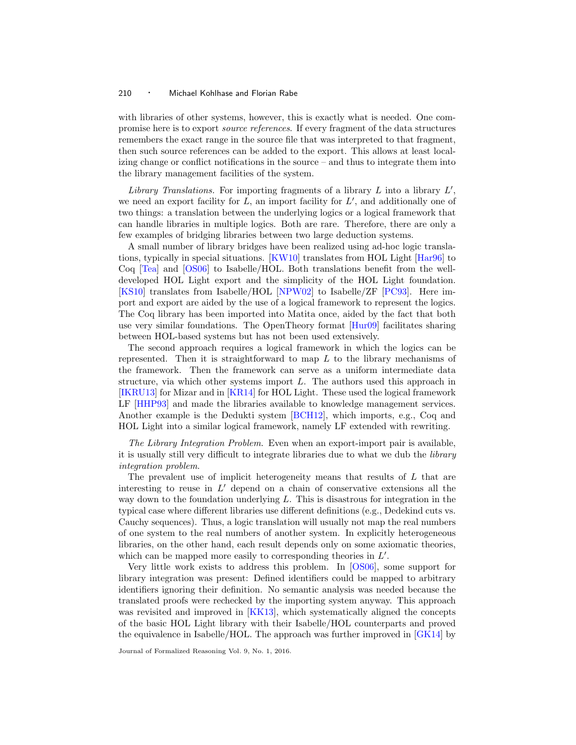with libraries of other systems, however, this is exactly what is needed. One compromise here is to export *source references*. If every fragment of the data structures remembers the exact range in the source file that was interpreted to that fragment, then such source references can be added to the export. This allows at least localizing change or conflict notifications in the source – and thus to integrate them into the library management facilities of the system.

*Library Translations.* For importing fragments of a library $L$ into a library $L'$, we need an export facility for $L$, an import facility for $L'$, and additionally one of two things: a translation between the underlying logics or a logical framework that can handle libraries in multiple logics. Both are rare. Therefore, there are only a few examples of bridging libraries between two large deduction systems.

A small number of library bridges have been realized using ad-hoc logic translations, typically in special situations. [KW10] translates from HOL Light [Har96] to Coq [Tea] and [OS06] to Isabelle/HOL. Both translations benefit from the well-developed HOL Light export and the simplicity of the HOL Light foundation. [KS10] translates from Isabelle/HOL [NPW02] to Isabelle/ZF [PC93]. Here import and export are aided by the use of a logical framework to represent the logics. The Coq library has been imported into Matita once, aided by the fact that both use very similar foundations. The OpenTheory format [Hur09] facilitates sharing between HOL-based systems but has not been used extensively.

The second approach requires a logical framework in which the logics can be represented. Then it is straightforward to map $L$ to the library mechanisms of the framework. Then the framework can serve as a uniform intermediate data structure, via which other systems import $L$. The authors used this approach in [IKRU13] for Mizar and in [KR14] for HOL Light. These used the logical framework LF [HHP93] and made the libraries available to knowledge management services. Another example is the Dedukti system [BCH12], which imports, e.g., Coq and HOL Light into a similar logical framework, namely LF extended with rewriting.

*The Library Integration Problem.* Even when an export-import pair is available, it is usually still very difficult to integrate libraries due to what we dub the *library integration problem*.

The prevalent use of implicit heterogeneity means that results of $L$ that are interesting to reuse in $L'$ depend on a chain of conservative extensions all the way down to the foundation underlying $L$. This is disastrous for integration in the typical case where different libraries use different definitions (e.g., Dedekind cuts vs. Cauchy sequences). Thus, a logic translation will usually not map the real numbers of one system to the real numbers of another system. In explicitly heterogeneous libraries, on the other hand, each result depends only on some axiomatic theories, which can be mapped more easily to corresponding theories in $L'$.

Very little work exists to address this problem. In [OS06], some support for library integration was present: Defined identifiers could be mapped to arbitrary identifiers ignoring their definition. No semantic analysis was needed because the translated proofs were rechecked by the importing system anyway. This approach was revisited and improved in [KK13], which systematically aligned the concepts of the basic HOL Light library with their Isabelle/HOL counterparts and proved the equivalence in Isabelle/HOL. The approach was further improved in [GK14] by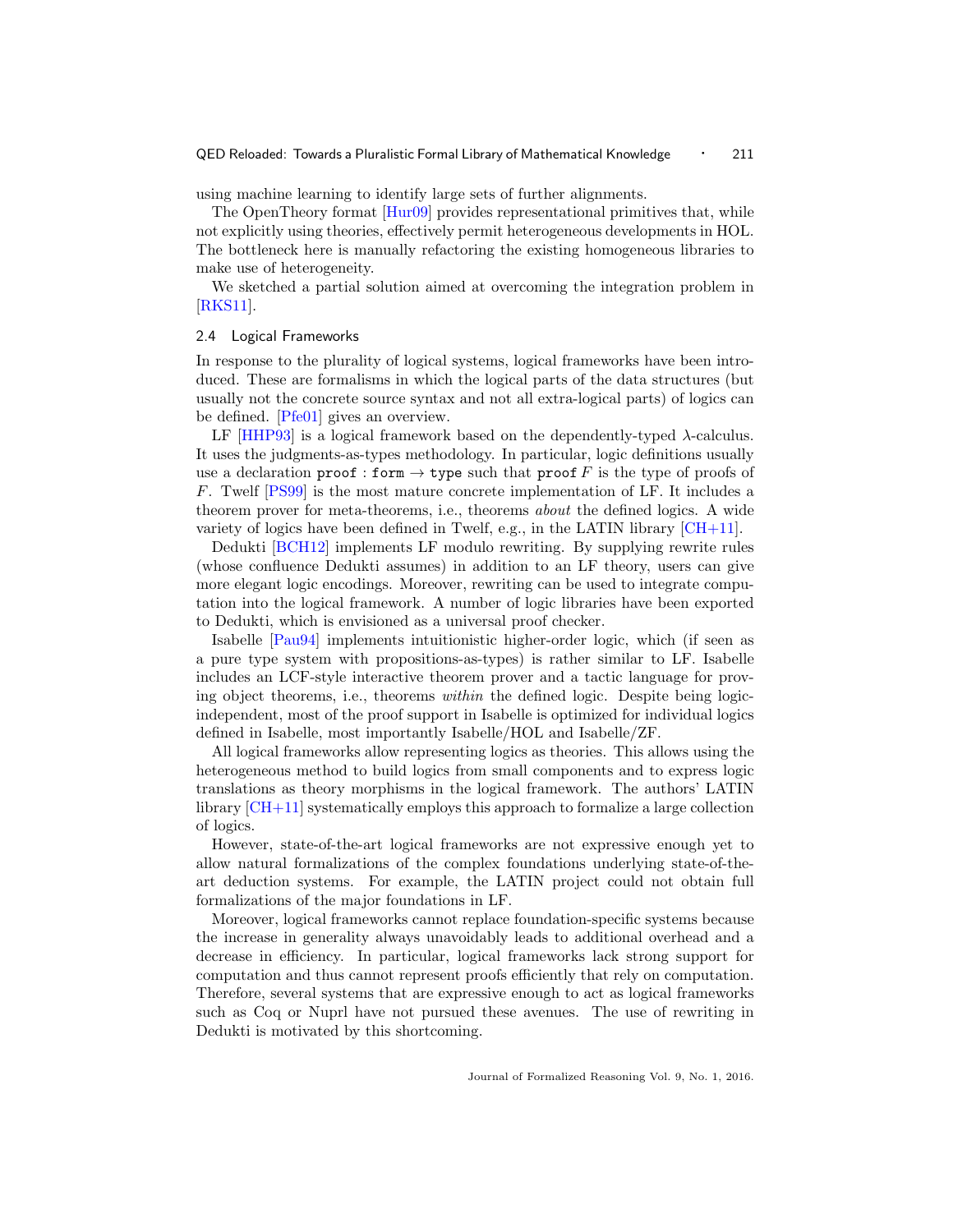using machine learning to identify large sets of further alignments.

The OpenTheory format [Hur09] provides representational primitives that, while not explicitly using theories, effectively permit heterogeneous developments in HOL. The bottleneck here is manually refactoring the existing homogeneous libraries to make use of heterogeneity.

We sketched a partial solution aimed at overcoming the integration problem in [RKS11].

### 2.4 Logical Frameworks

In response to the plurality of logical systems, logical frameworks have been introduced. These are formalisms in which the logical parts of the data structures (but usually not the concrete source syntax and not all extra-logical parts) of logics can be defined. [Pfe01] gives an overview.

LF [HHP93] is a logical framework based on the dependently-typed $\lambda$-calculus. It uses the judgments-as-types methodology. In particular, logic definitions usually use a declaration `proof` : `form` $\rightarrow$ `type` such that `proof` $F$ is the type of proofs of $F$. Twelf [PS99] is the most mature concrete implementation of LF. It includes a theorem prover for meta-theorems, i.e., theorems *about* the defined logics. A wide variety of logics have been defined in Twelf, e.g., in the LATIN library [CH+11].

Dedukti [BCH12] implements LF modulo rewriting. By supplying rewrite rules (whose confluence Dedukti assumes) in addition to an LF theory, users can give more elegant logic encodings. Moreover, rewriting can be used to integrate computation into the logical framework. A number of logic libraries have been exported to Dedukti, which is envisioned as a universal proof checker.

Isabelle [Pau94] implements intuitionistic higher-order logic, which (if seen as a pure type system with propositions-as-types) is rather similar to LF. Isabelle includes an LCF-style interactive theorem prover and a tactic language for proving object theorems, i.e., theorems *within* the defined logic. Despite being logic-independent, most of the proof support in Isabelle is optimized for individual logics defined in Isabelle, most importantly Isabelle/HOL and Isabelle/ZF.

All logical frameworks allow representing logics as theories. This allows using the heterogeneous method to build logics from small components and to express logic translations as theory morphisms in the logical framework. The authors' LATIN library [CH+11] systematically employs this approach to formalize a large collection of logics.

However, state-of-the-art logical frameworks are not expressive enough yet to allow natural formalizations of the complex foundations underlying state-of-the-art deduction systems. For example, the LATIN project could not obtain full formalizations of the major foundations in LF.

Moreover, logical frameworks cannot replace foundation-specific systems because the increase in generality always unavoidably leads to additional overhead and a decrease in efficiency. In particular, logical frameworks lack strong support for computation and thus cannot represent proofs efficiently that rely on computation. Therefore, several systems that are expressive enough to act as logical frameworks such as Coq or Nuprl have not pursued these avenues. The use of rewriting in Dedukti is motivated by this shortcoming.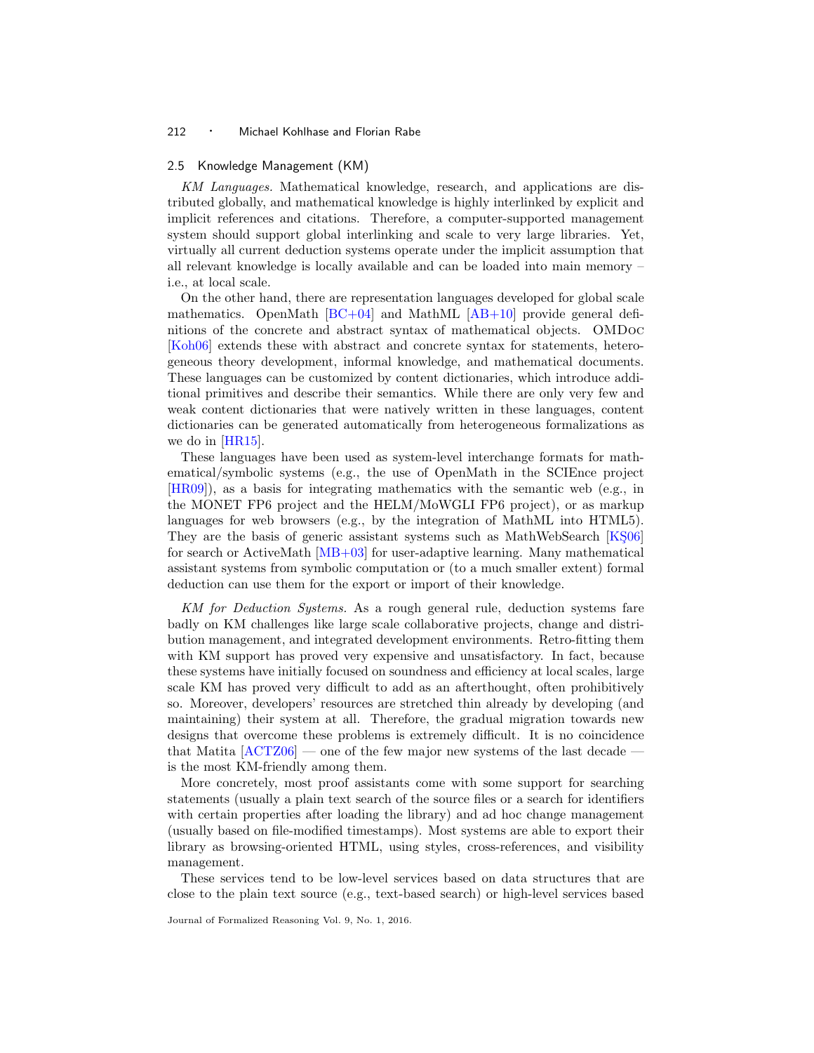## 2.5 Knowledge Management (KM)

*KM Languages.* Mathematical knowledge, research, and applications are distributed globally, and mathematical knowledge is highly interlinked by explicit and implicit references and citations. Therefore, a computer-supported management system should support global interlinking and scale to very large libraries. Yet, virtually all current deduction systems operate under the implicit assumption that all relevant knowledge is locally available and can be loaded into main memory – i.e., at local scale.

On the other hand, there are representation languages developed for global scale mathematics. OpenMath [BC+04] and MathML [AB+10] provide general definitions of the concrete and abstract syntax of mathematical objects. OMDoc [Koh06] extends these with abstract and concrete syntax for statements, heterogeneous theory development, informal knowledge, and mathematical documents. These languages can be customized by content dictionaries, which introduce additional primitives and describe their semantics. While there are only very few and weak content dictionaries that were natively written in these languages, content dictionaries can be generated automatically from heterogeneous formalizations as we do in [HR15].

These languages have been used as system-level interchange formats for mathematical/symbolic systems (e.g., the use of OpenMath in the SCIEnce project [HR09]), as a basis for integrating mathematics with the semantic web (e.g., in the MONET FP6 project and the HELM/MoWGLI FP6 project), or as markup languages for web browsers (e.g., by the integration of MathML into HTML5). They are the basis of generic assistant systems such as MathWebSearch [KŞ06] for search or ActiveMath [MB+03] for user-adaptive learning. Many mathematical assistant systems from symbolic computation or (to a much smaller extent) formal deduction can use them for the export or import of their knowledge.

*KM for Deduction Systems.* As a rough general rule, deduction systems fare badly on KM challenges like large scale collaborative projects, change and distribution management, and integrated development environments. Retro-fitting them with KM support has proved very expensive and unsatisfactory. In fact, because these systems have initially focused on soundness and efficiency at local scales, large scale KM has proved very difficult to add as an afterthought, often prohibitively so. Moreover, developers' resources are stretched thin already by developing (and maintaining) their system at all. Therefore, the gradual migration towards new designs that overcome these problems is extremely difficult. It is no coincidence that Matita [ACTZ06] — one of the few major new systems of the last decade — is the most KM-friendly among them.

More concretely, most proof assistants come with some support for searching statements (usually a plain text search of the source files or a search for identifiers with certain properties after loading the library) and ad hoc change management (usually based on file-modified timestamps). Most systems are able to export their library as browsing-oriented HTML, using styles, cross-references, and visibility management.

These services tend to be low-level services based on data structures that are close to the plain text source (e.g., text-based search) or high-level services based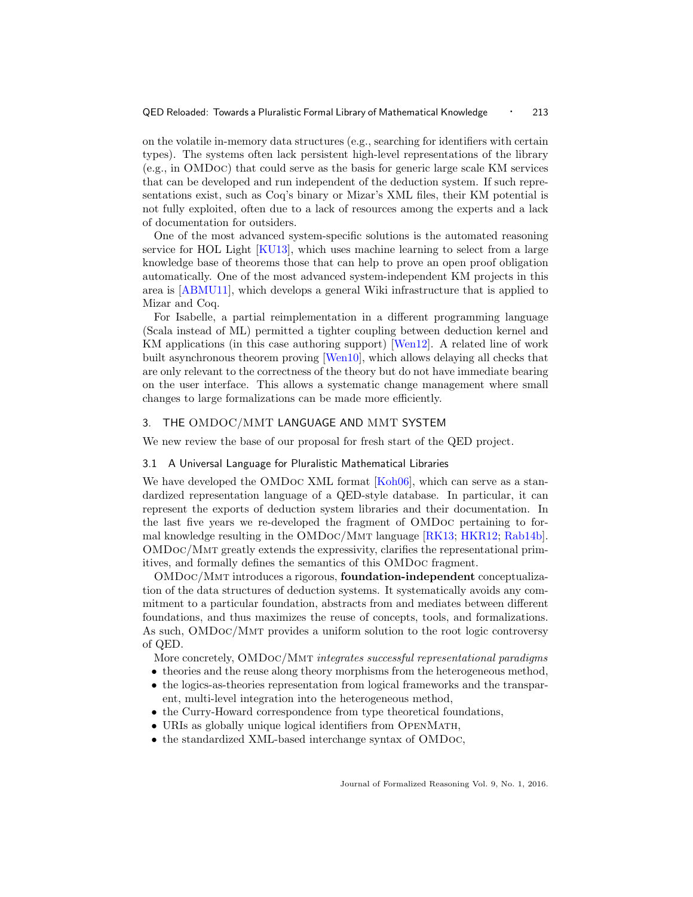on the volatile in-memory data structures (e.g., searching for identifiers with certain types). The systems often lack persistent high-level representations of the library (e.g., in OMDoc) that could serve as the basis for generic large scale KM services that can be developed and run independent of the deduction system. If such representations exist, such as Coq's binary or Mizar's XML files, their KM potential is not fully exploited, often due to a lack of resources among the experts and a lack of documentation for outsiders.

One of the most advanced system-specific solutions is the automated reasoning service for HOL Light [KU13], which uses machine learning to select from a large knowledge base of theorems those that can help to prove an open proof obligation automatically. One of the most advanced system-independent KM projects in this area is [ABMU11], which develops a general Wiki infrastructure that is applied to Mizar and Coq.

For Isabelle, a partial reimplementation in a different programming language (Scala instead of ML) permitted a tighter coupling between deduction kernel and KM applications (in this case authoring support) [Wen12]. A related line of work built asynchronous theorem proving [Wen10], which allows delaying all checks that are only relevant to the correctness of the theory but do not have immediate bearing on the user interface. This allows a systematic change management where small changes to large formalizations can be made more efficiently.

## 3. THE OMDOC/MMT LANGUAGE AND MMT SYSTEM

We new review the base of our proposal for fresh start of the QED project.

### 3.1 A Universal Language for Pluralistic Mathematical Libraries

We have developed the OMDoc XML format [Koh06], which can serve as a standardized representation language of a QED-style database. In particular, it can represent the exports of deduction system libraries and their documentation. In the last five years we re-developed the fragment of OMDoc pertaining to formal knowledge resulting in the OMDoc/Mmt language [RK13; HKR12; Rab14b]. OMDoc/Mmt greatly extends the expressivity, clarifies the representational primitives, and formally defines the semantics of this OMDoc fragment.

OMDoc/Mmt introduces a rigorous, **foundation-independent** conceptualization of the data structures of deduction systems. It systematically avoids any commitment to a particular foundation, abstracts from and mediates between different foundations, and thus maximizes the reuse of concepts, tools, and formalizations. As such, OMDoc/Mmt provides a uniform solution to the root logic controversy of QED.

More concretely, OMDoc/Mmt *integrates successful representational paradigms*

- theories and the reuse along theory morphisms from the heterogeneous method,
- the logics-as-theories representation from logical frameworks and the transparent, multi-level integration into the heterogeneous method,
- the Curry-Howard correspondence from type theoretical foundations,
- URIs as globally unique logical identifiers from OpenMath,
- the standardized XML-based interchange syntax of OMDoc,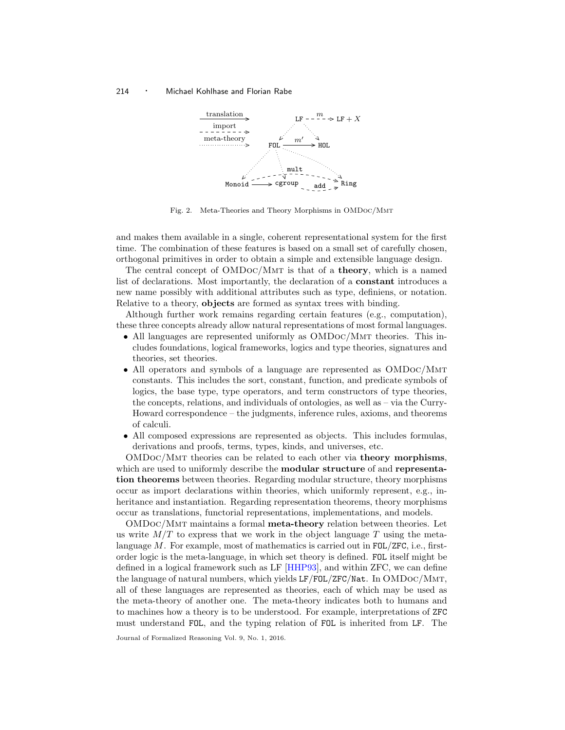Fig. 2. Meta-Theories and Theory Morphisms in OMDoc/Mmt

and makes them available in a single, coherent representational system for the first time. The combination of these features is based on a small set of carefully chosen, orthogonal primitives in order to obtain a simple and extensible language design.

The central concept of OMDoc/Mmt is that of a **theory**, which is a named list of declarations. Most importantly, the declaration of a **constant** introduces a new name possibly with additional attributes such as type, definiens, or notation. Relative to a theory, **objects** are formed as syntax trees with binding.

Although further work remains regarding certain features (e.g., computation), these three concepts already allow natural representations of most formal languages.

- All languages are represented uniformly as OMDoc/Mmt theories. This includes foundations, logical frameworks, logics and type theories, signatures and theories, set theories.
- All operators and symbols of a language are represented as OMDoc/Mmt constants. This includes the sort, constant, function, and predicate symbols of logics, the base type, type operators, and term constructors of type theories, the concepts, relations, and individuals of ontologies, as well as – via the Curry-Howard correspondence – the judgments, inference rules, axioms, and theorems of calculi.
- All composed expressions are represented as objects. This includes formulas, derivations and proofs, terms, types, kinds, and universes, etc.

OMDoc/Mmt theories can be related to each other via **theory morphisms**, which are used to uniformly describe the **modular structure** of and **representation theorems** between theories. Regarding modular structure, theory morphisms occur as import declarations within theories, which uniformly represent, e.g., inheritance and instantiation. Regarding representation theorems, theory morphisms occur as translations, functorial representations, implementations, and models.

OMDoc/Mmt maintains a formal **meta-theory** relation between theories. Let us write $M/T$ to express that we work in the object language $T$ using the meta-language $M$. For example, most of mathematics is carried out in `FOL`/`ZFC`, i.e., first-order logic is the meta-language, in which set theory is defined. `FOL` itself might be defined in a logical framework such as LF [HHP93], and within ZFC, we can define the language of natural numbers, which yields `LF`/`FOL`/`ZFC`/`Nat`. In OMDoc/Mmt, all of these languages are represented as theories, each of which may be used as the meta-theory of another one. The meta-theory indicates both to humans and to machines how a theory is to be understood. For example, interpretations of `ZFC` must understand `FOL`, and the typing relation of `FOL` is inherited from `LF`. The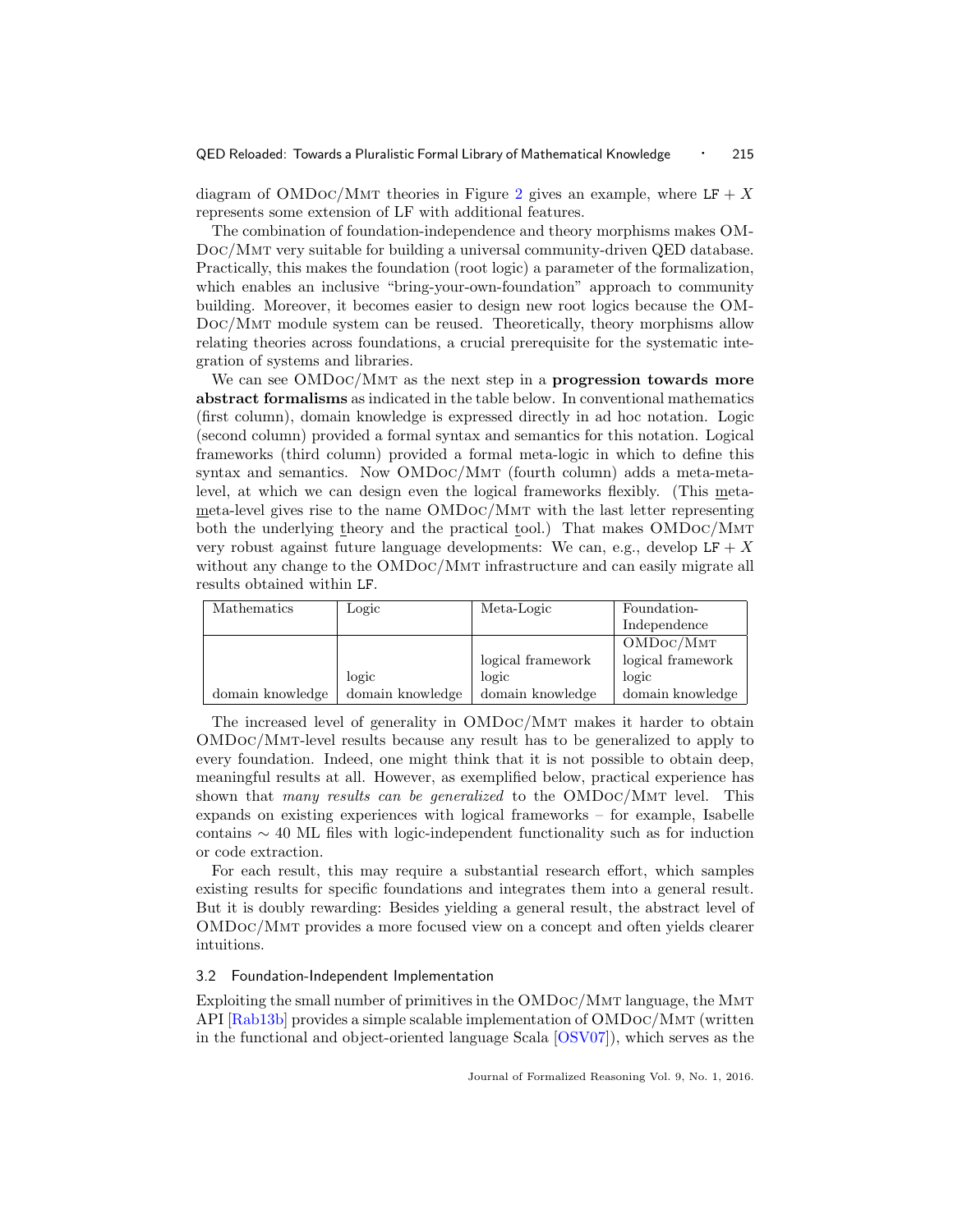diagram of OMDoc/Mmt theories in Figure 2 gives an example, where LF + $X$ represents some extension of LF with additional features.

The combination of foundation-independence and theory morphisms makes OMDoc/Mmt very suitable for building a universal community-driven QED database. Practically, this makes the foundation (root logic) a parameter of the formalization, which enables an inclusive "bring-your-own-foundation" approach to community building. Moreover, it becomes easier to design new root logics because the OMDoc/Mmt module system can be reused. Theoretically, theory morphisms allow relating theories across foundations, a crucial prerequisite for the systematic integration of systems and libraries.

We can see OMDoc/Mmt as the next step in a **progression towards more abstract formalisms** as indicated in the table below. In conventional mathematics (first column), domain knowledge is expressed directly in ad hoc notation. Logic (second column) provided a formal syntax and semantics for this notation. Logical frameworks (third column) provided a formal meta-logic in which to define this syntax and semantics. Now OMDoc/Mmt (fourth column) adds a meta-meta-level, at which we can design even the logical frameworks flexibly. (This meta-meta-level gives rise to the name OMDoc/Mmt with the last letter representing both the underlying theory and the practical tool.) That makes OMDoc/Mmt very robust against future language developments: We can, e.g., develop LF + $X$ without any change to the OMDoc/Mmt infrastructure and can easily migrate all results obtained within LF.

| Mathematics | Logic | Meta-Logic | Foundation-Independence |
|---|---|---|---|
| | | | OMDoc/Mmt |
| | | logical framework | logical framework |
| | logic | logic | logic |
| domain knowledge | domain knowledge | domain knowledge | domain knowledge |

The increased level of generality in OMDoc/Mmt makes it harder to obtain OMDoc/Mmt-level results because any result has to be generalized to apply to every foundation. Indeed, one might think that it is not possible to obtain deep, meaningful results at all. However, as exemplified below, practical experience has shown that *many results can be generalized* to the OMDoc/Mmt level. This expands on existing experiences with logical frameworks – for example, Isabelle contains $\sim 40$ ML files with logic-independent functionality such as for induction or code extraction.

For each result, this may require a substantial research effort, which samples existing results for specific foundations and integrates them into a general result. But it is doubly rewarding: Besides yielding a general result, the abstract level of OMDoc/Mmt provides a more focused view on a concept and often yields clearer intuitions.

### 3.2 Foundation-Independent Implementation

Exploiting the small number of primitives in the OMDoc/Mmt language, the Mmt API [Rab13b] provides a simple scalable implementation of OMDoc/Mmt (written in the functional and object-oriented language Scala [OSV07]), which serves as the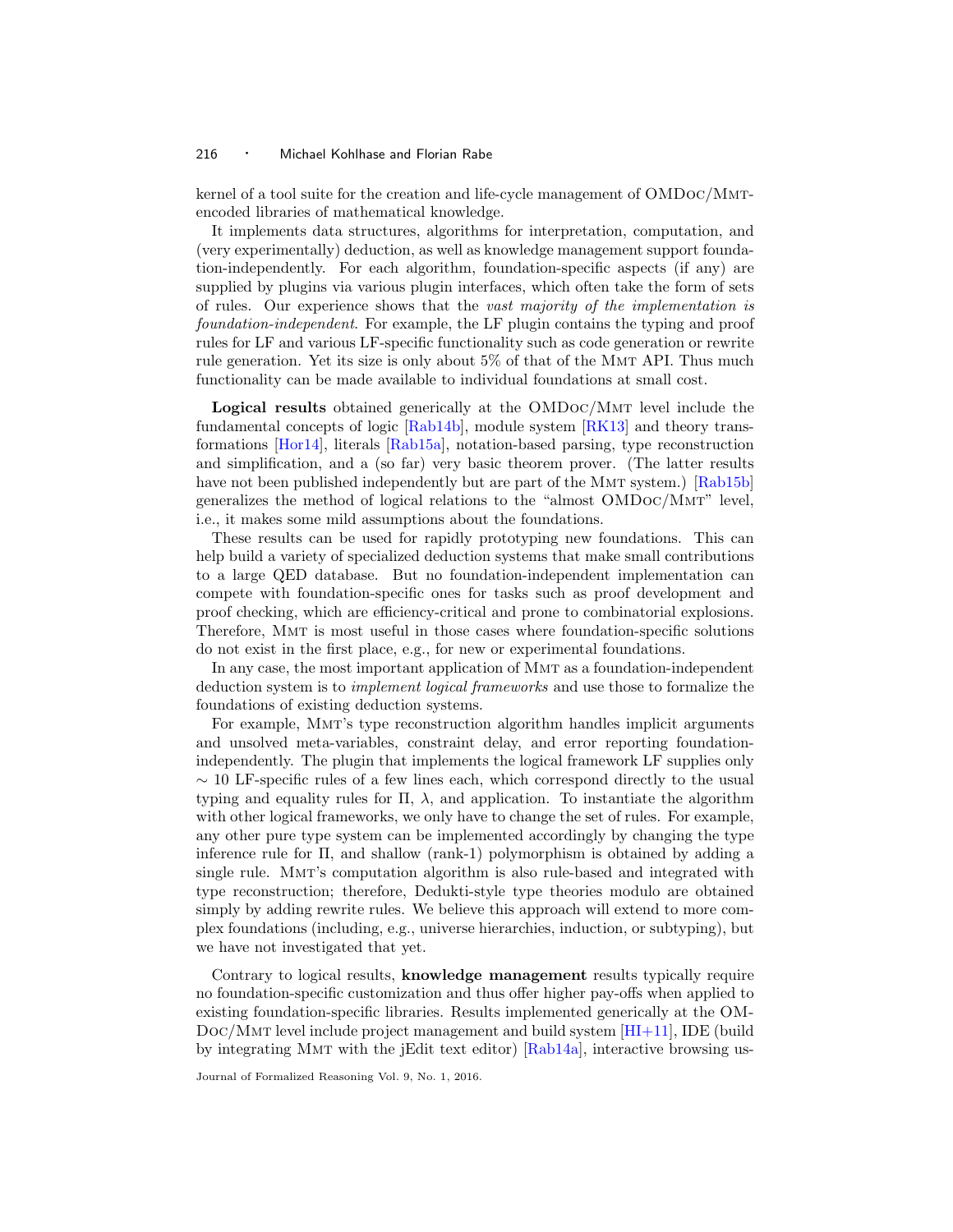kernel of a tool suite for the creation and life-cycle management of OMDoc/Mmt-encoded libraries of mathematical knowledge.

It implements data structures, algorithms for interpretation, computation, and (very experimentally) deduction, as well as knowledge management support foundation-independently. For each algorithm, foundation-specific aspects (if any) are supplied by plugins via various plugin interfaces, which often take the form of sets of rules. Our experience shows that the *vast majority of the implementation is foundation-independent*. For example, the LF plugin contains the typing and proof rules for LF and various LF-specific functionality such as code generation or rewrite rule generation. Yet its size is only about 5% of that of the Mmt API. Thus much functionality can be made available to individual foundations at small cost.

**Logical results** obtained generically at the OMDoc/Mmt level include the fundamental concepts of logic [Rab14b], module system [RK13] and theory transformations [Hor14], literals [Rab15a], notation-based parsing, type reconstruction and simplification, and a (so far) very basic theorem prover. (The latter results have not been published independently but are part of the Mmt system.) [Rab15b] generalizes the method of logical relations to the "almost OMDoc/Mmt" level, i.e., it makes some mild assumptions about the foundations.

These results can be used for rapidly prototyping new foundations. This can help build a variety of specialized deduction systems that make small contributions to a large QED database. But no foundation-independent implementation can compete with foundation-specific ones for tasks such as proof development and proof checking, which are efficiency-critical and prone to combinatorial explosions. Therefore, Mmt is most useful in those cases where foundation-specific solutions do not exist in the first place, e.g., for new or experimental foundations.

In any case, the most important application of Mmt as a foundation-independent deduction system is to *implement logical frameworks* and use those to formalize the foundations of existing deduction systems.

For example, Mmt's type reconstruction algorithm handles implicit arguments and unsolved meta-variables, constraint delay, and error reporting foundation-independently. The plugin that implements the logical framework LF supplies only $\sim 10$ LF-specific rules of a few lines each, which correspond directly to the usual typing and equality rules for $\Pi$, $\lambda$, and application. To instantiate the algorithm with other logical frameworks, we only have to change the set of rules. For example, any other pure type system can be implemented accordingly by changing the type inference rule for $\Pi$, and shallow (rank-1) polymorphism is obtained by adding a single rule. Mmt's computation algorithm is also rule-based and integrated with type reconstruction; therefore, Dedukti-style type theories modulo are obtained simply by adding rewrite rules. We believe this approach will extend to more complex foundations (including, e.g., universe hierarchies, induction, or subtyping), but we have not investigated that yet.

Contrary to logical results, **knowledge management** results typically require no foundation-specific customization and thus offer higher pay-offs when applied to existing foundation-specific libraries. Results implemented generically at the OMDoc/Mmt level include project management and build system [HI+11], IDE (build by integrating Mmt with the jEdit text editor) [Rab14a], interactive browsing us-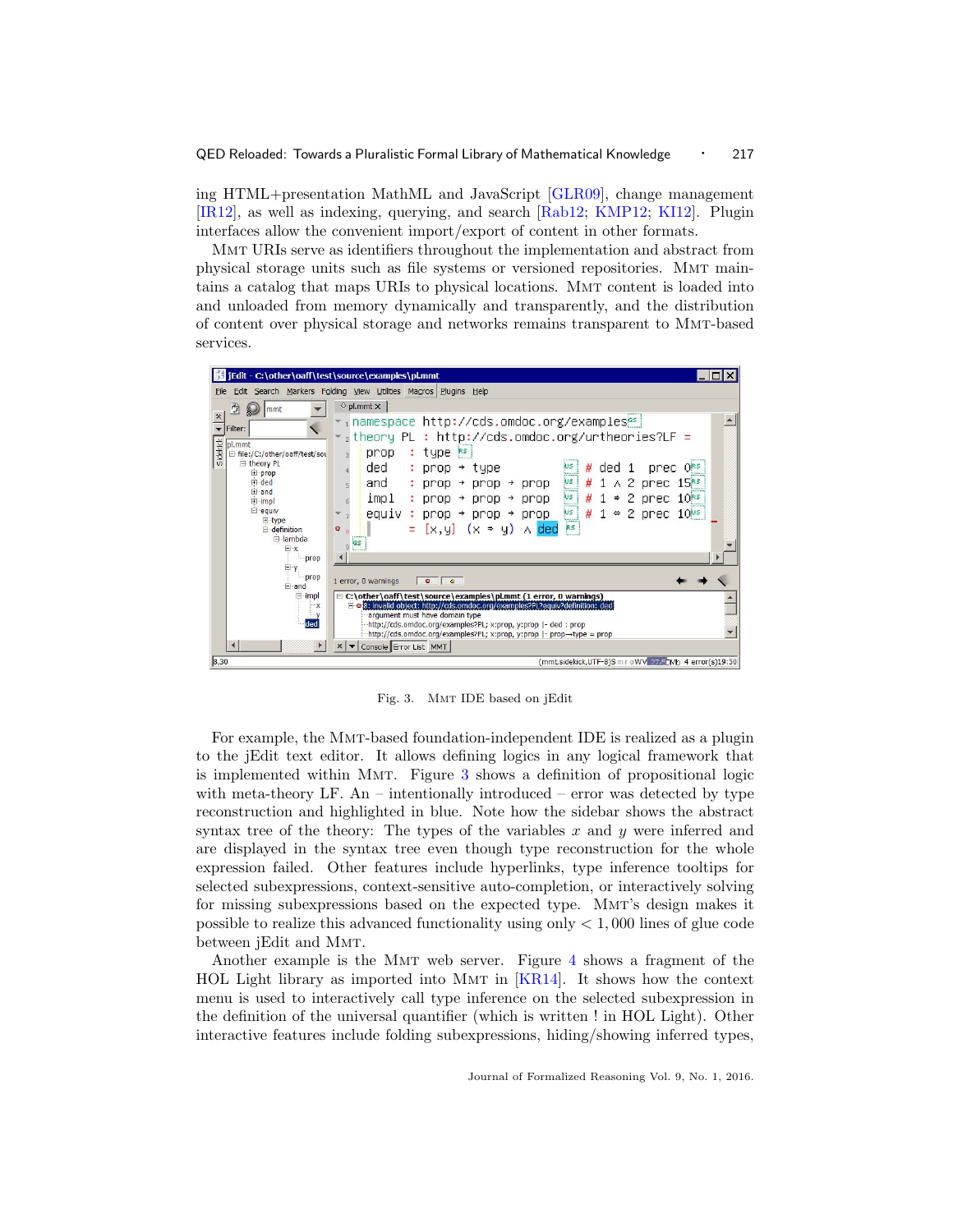ing HTML+presentation MathML and JavaScript [GLR09], change management [IR12], as well as indexing, querying, and search [Rab12; KMP12; KI12]. Plugin interfaces allow the convenient import/export of content in other formats.

MMT URIs serve as identifiers throughout the implementation and abstract from physical storage units such as file systems or versioned repositories. MMT maintains a catalog that maps URIs to physical locations. MMT content is loaded into and unloaded from memory dynamically and transparently, and the distribution of content over physical storage and networks remains transparent to MMT-based services.

Fig. 3. MMT IDE based on jEdit

For example, the MMT-based foundation-independent IDE is realized as a plugin to the jEdit text editor. It allows defining logics in any logical framework that is implemented within MMT. Figure 3 shows a definition of propositional logic with meta-theory LF. An – intentionally introduced – error was detected by type reconstruction and highlighted in blue. Note how the sidebar shows the abstract syntax tree of the theory: The types of the variables $x$ and $y$ were inferred and are displayed in the syntax tree even though type reconstruction for the whole expression failed. Other features include hyperlinks, type inference tooltips for selected subexpressions, context-sensitive auto-completion, or interactively solving for missing subexpressions based on the expected type. MMT's design makes it possible to realize this advanced functionality using only $< 1,000$ lines of glue code between jEdit and MMT.

Another example is the MMT web server. Figure 4 shows a fragment of the HOL Light library as imported into MMT in [KR14]. It shows how the context menu is used to interactively call type inference on the selected subexpression in the definition of the universal quantifier (which is written ! in HOL Light). Other interactive features include folding subexpressions, hiding/showing inferred types,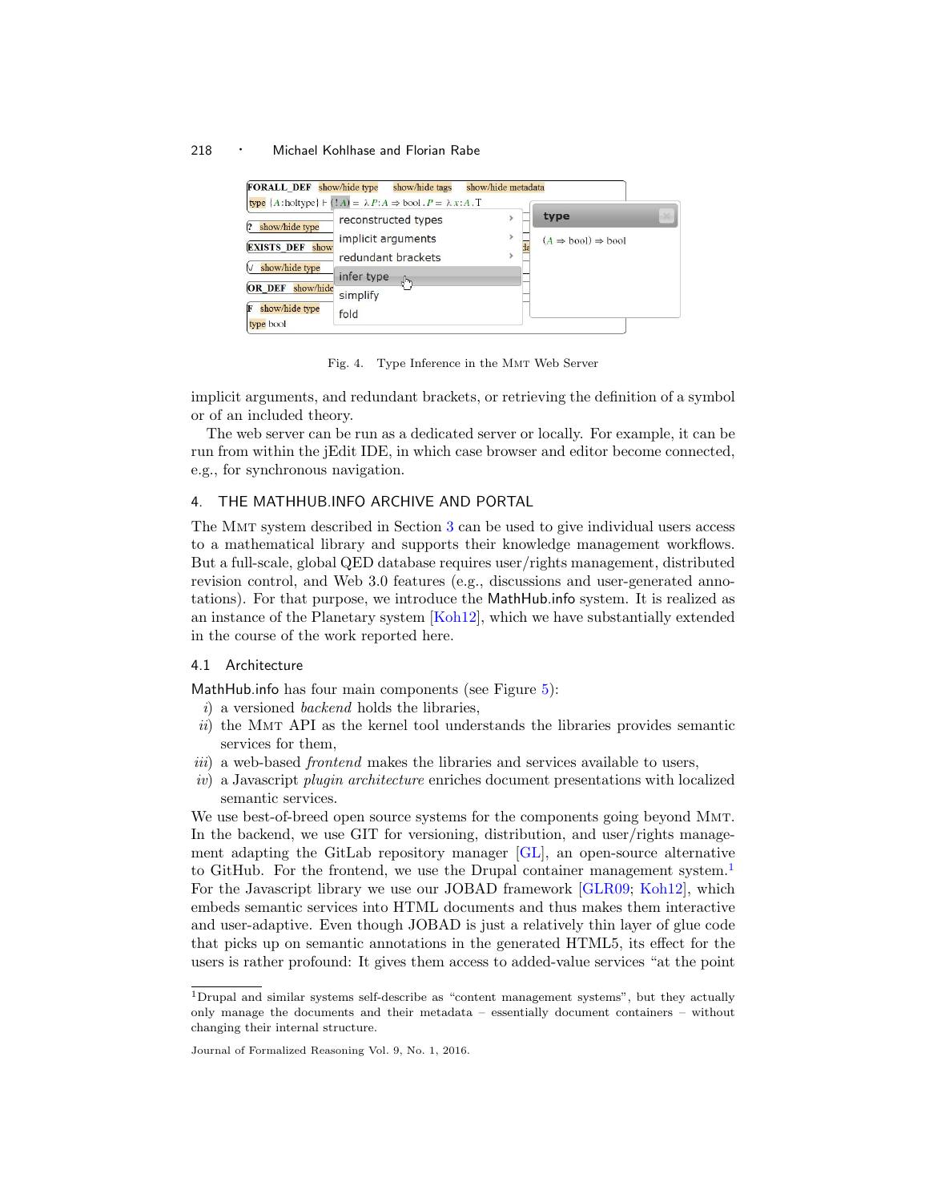Fig. 4. Type Inference in the MMT Web Server

implicit arguments, and redundant brackets, or retrieving the definition of a symbol or of an included theory.

The web server can be run as a dedicated server or locally. For example, it can be run from within the jEdit IDE, in which case browser and editor become connected, e.g., for synchronous navigation.

## 4. THE MATHHUB.INFO ARCHIVE AND PORTAL

The MMT system described in Section 3 can be used to give individual users access to a mathematical library and supports their knowledge management workflows. But a full-scale, global QED database requires user/rights management, distributed revision control, and Web 3.0 features (e.g., discussions and user-generated annotations). For that purpose, we introduce the MathHub.info system. It is realized as an instance of the Planetary system [Koh12], which we have substantially extended in the course of the work reported here.

### 4.1 Architecture

MathHub.info has four main components (see Figure 5):

*i*) a versioned *backend* holds the libraries,

*ii*) the MMT API as the kernel tool understands the libraries provides semantic services for them,

*iii*) a web-based *frontend* makes the libraries and services available to users,

*iv*) a Javascript *plugin architecture* enriches document presentations with localized semantic services.

We use best-of-breed open source systems for the components going beyond MMT. In the backend, we use GIT for versioning, distribution, and user/rights management adapting the GitLab repository manager [GL], an open-source alternative to GitHub. For the frontend, we use the Drupal container management system.[1] For the Javascript library we use our JOBAD framework [GLR09; Koh12], which embeds semantic services into HTML documents and thus makes them interactive and user-adaptive. Even though JOBAD is just a relatively thin layer of glue code that picks up on semantic annotations in the generated HTML5, its effect for the users is rather profound: It gives them access to added-value services "at the point

[1]Drupal and similar systems self-describe as "content management systems", but they actually only manage the documents and their metadata – essentially document containers – without changing their internal structure.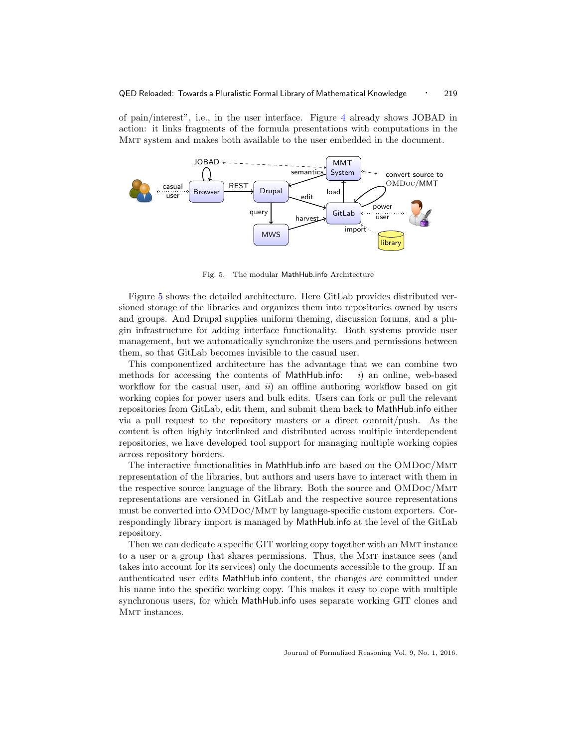of pain/interest", i.e., in the user interface. Figure 4 already shows JOBAD in action: it links fragments of the formula presentations with computations in the MMT system and makes both available to the user embedded in the document.

Fig. 5. The modular MathHub.info Architecture

Figure 5 shows the detailed architecture. Here GitLab provides distributed versioned storage of the libraries and organizes them into repositories owned by users and groups. And Drupal supplies uniform theming, discussion forums, and a plugin infrastructure for adding interface functionality. Both systems provide user management, but we automatically synchronize the users and permissions between them, so that GitLab becomes invisible to the casual user.

This componentized architecture has the advantage that we can combine two methods for accessing the contents of MathHub.info: *i*) an online, web-based workflow for the casual user, and *ii*) an offline authoring workflow based on git working copies for power users and bulk edits. Users can fork or pull the relevant repositories from GitLab, edit them, and submit them back to MathHub.info either via a pull request to the repository masters or a direct commit/push. As the content is often highly interlinked and distributed across multiple interdependent repositories, we have developed tool support for managing multiple working copies across repository borders.

The interactive functionalities in MathHub.info are based on the OMDoc/MMT representation of the libraries, but authors and users have to interact with them in the respective source language of the library. Both the source and OMDoc/MMT representations are versioned in GitLab and the respective source representations must be converted into OMDoc/MMT by language-specific custom exporters. Correspondingly library import is managed by MathHub.info at the level of the GitLab repository.

Then we can dedicate a specific GIT working copy together with an MMT instance to a user or a group that shares permissions. Thus, the MMT instance sees (and takes into account for its services) only the documents accessible to the group. If an authenticated user edits MathHub.info content, the changes are committed under his name into the specific working copy. This makes it easy to cope with multiple synchronous users, for which MathHub.info uses separate working GIT clones and MMT instances.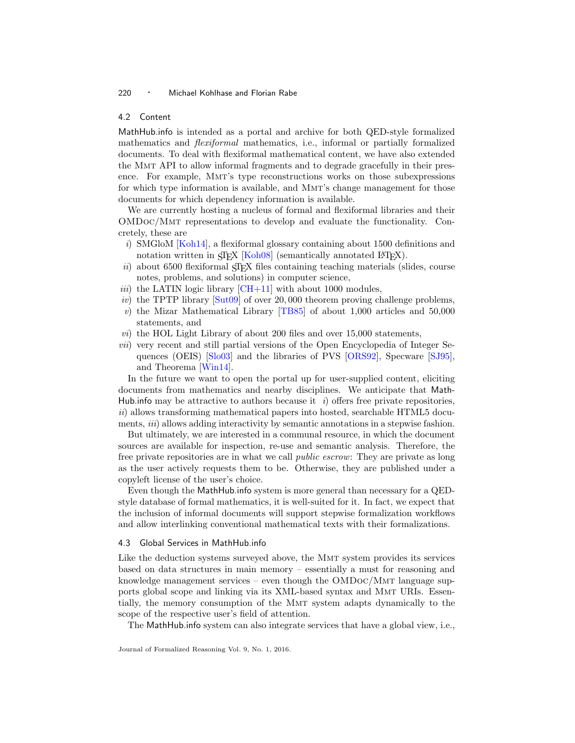### 4.2 Content

MathHub.info is intended as a portal and archive for both QED-style formalized mathematics and *flexiformal* mathematics, i.e., informal or partially formalized documents. To deal with flexiformal mathematical content, we have also extended the MMT API to allow informal fragments and to degrade gracefully in their presence. For example, MMT's type reconstructions works on those subexpressions for which type information is available, and MMT's change management for those documents for which dependency information is available.

We are currently hosting a nucleus of formal and flexiformal libraries and their OMDoc/MMT representations to develop and evaluate the functionality. Concretely, these are

*i*) SMGloM [Koh14], a flexiformal glossary containing about 1500 definitions and notation written in sTeX [Koh08] (semantically annotated LaTeX).
*ii*) about 6500 flexiformal sTeX files containing teaching materials (slides, course notes, problems, and solutions) in computer science,
*iii*) the LATIN logic library [CH+11] with about 1000 modules,
*iv*) the TPTP library [Sut09] of over $20,000$ theorem proving challenge problems,
*v*) the Mizar Mathematical Library [TB85] of about 1,000 articles and 50,000 statements, and
*vi*) the HOL Light Library of about 200 files and over 15,000 statements,
*vii*) very recent and still partial versions of the Open Encyclopedia of Integer Sequences (OEIS) [Slo03] and the libraries of PVS [ORS92], Specware [SJ95], and Theorema [Win14].

In the future we want to open the portal up for user-supplied content, eliciting documents from mathematics and nearby disciplines. We anticipate that MathHub.info may be attractive to authors because it *i*) offers free private repositories, *ii*) allows transforming mathematical papers into hosted, searchable HTML5 documents, *iii*) allows adding interactivity by semantic annotations in a stepwise fashion.

But ultimately, we are interested in a communal resource, in which the document sources are available for inspection, re-use and semantic analysis. Therefore, the free private repositories are in what we call *public escrow*: They are private as long as the user actively requests them to be. Otherwise, they are published under a copyleft license of the user's choice.

Even though the MathHub.info system is more general than necessary for a QED-style database of formal mathematics, it is well-suited for it. In fact, we expect that the inclusion of informal documents will support stepwise formalization workflows and allow interlinking conventional mathematical texts with their formalizations.

### 4.3 Global Services in MathHub.info

Like the deduction systems surveyed above, the MMT system provides its services based on data structures in main memory – essentially a must for reasoning and knowledge management services – even though the OMDoc/MMT language supports global scope and linking via its XML-based syntax and MMT URIs. Essentially, the memory consumption of the MMT system adapts dynamically to the scope of the respective user's field of attention.

The MathHub.info system can also integrate services that have a global view, i.e.,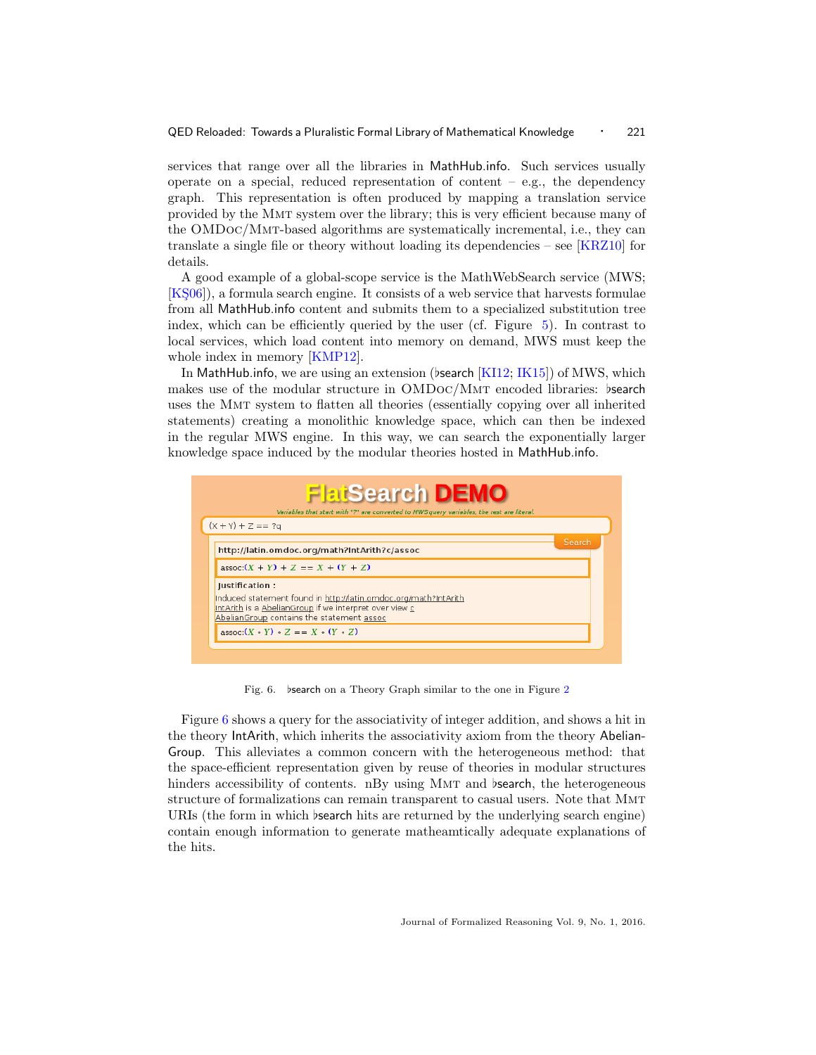services that range over all the libraries in MathHub.info. Such services usually operate on a special, reduced representation of content – e.g., the dependency graph. This representation is often produced by mapping a translation service provided by the MMT system over the library; this is very efficient because many of the OMDoc/MMT-based algorithms are systematically incremental, i.e., they can translate a single file or theory without loading its dependencies – see [KRZ10] for details.

A good example of a global-scope service is the MathWebSearch service (MWS; [KŞ06]), a formula search engine. It consists of a web service that harvests formulae from all MathHub.info content and submits them to a specialized substitution tree index, which can be efficiently queried by the user (cf. Figure 5). In contrast to local services, which load content into memory on demand, MWS must keep the whole index in memory [KMP12].

In MathHub.info, we are using an extension (♭search [KI12; IK15]) of MWS, which makes use of the modular structure in OMDoc/MMT encoded libraries: ♭search uses the MMT system to flatten all theories (essentially copying over all inherited statements) creating a monolithic knowledge space, which can then be indexed in the regular MWS engine. In this way, we can search the exponentially larger knowledge space induced by the modular theories hosted in MathHub.info.

FlatSearch DEMO

Variables that start with '?' are converted to MWSquery variables, the rest are literal.

(X + Y) + Z == ?q

Search

http://latin.omdoc.org/math?IntArith?c/assoc

assoc:(X + Y) + Z == X + (Y + Z)

Justification :

Induced statement found in http://latin.omdoc.org/math?IntArith
IntArith is a AbelianGroup if we interpret over view c
AbelianGroup contains the statement assoc

assoc:(X ∘ Y) ∘ Z == X ∘ (Y ∘ Z)

Fig. 6. ♭search on a Theory Graph similar to the one in Figure 2

Figure 6 shows a query for the associativity of integer addition, and shows a hit in the theory IntArith, which inherits the associativity axiom from the theory AbelianGroup. This alleviates a common concern with the heterogeneous method: that the space-efficient representation given by reuse of theories in modular structures hinders accessibility of contents. nBy using MMT and ♭search, the heterogeneous structure of formalizations can remain transparent to casual users. Note that MMT URIs (the form in which ♭search hits are returned by the underlying search engine) contain enough information to generate matheamtically adequate explanations of the hits.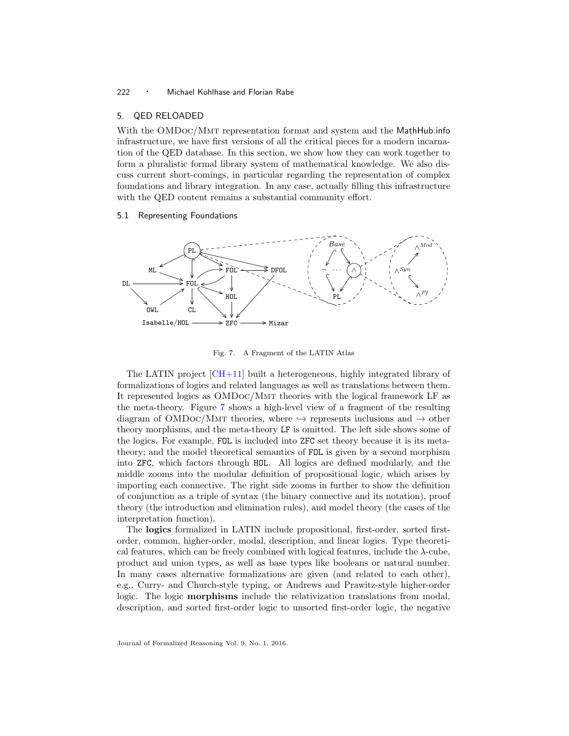## 5. QED RELOADED

With the OMDoc/Mmt representation format and system and the MathHub.info infrastructure, we have first versions of all the critical pieces for a modern incarnation of the QED database. In this section, we show how they can work together to form a pluralistic formal library system of mathematical knowledge. We also discuss current short-comings, in particular regarding the representation of complex foundations and library integration. In any case, actually filling this infrastructure with the QED content remains a substantial community effort.

### 5.1 Representing Foundations

Fig. 7. A Fragment of the LATIN Atlas

The LATIN project [CH+11] built a heterogeneous, highly integrated library of formalizations of logics and related languages as well as translations between them. It represented logics as OMDoc/Mmt theories with the logical framework LF as the meta-theory. Figure 7 shows a high-level view of a fragment of the resulting diagram of OMDoc/Mmt theories, where $\hookrightarrow$ represents inclusions and $\rightarrow$ other theory morphisms, and the meta-theory LF is omitted. The left side shows some of the logics. For example, FOL is included into ZFC set theory because it is its meta-theory; and the model theoretical semantics of FOL is given by a second morphism into ZFC, which factors through HOL. All logics are defined modularly, and the middle zooms into the modular definition of propositional logic, which arises by importing each connective. The right side zooms in further to show the definition of conjunction as a triple of syntax (the binary connective and its notation), proof theory (the introduction and elimination rules), and model theory (the cases of the interpretation function).

The **logics** formalized in LATIN include propositional, first-order, sorted first-order, common, higher-order, modal, description, and linear logics. Type theoretical features, which can be freely combined with logical features, include the $\lambda$-cube, product and union types, as well as base types like booleans or natural number. In many cases alternative formalizations are given (and related to each other), e.g., Curry- and Church-style typing, or Andrews and Prawitz-style higher-order logic. The logic **morphisms** include the relativization translations from modal, description, and sorted first-order logic to unsorted first-order logic, the negative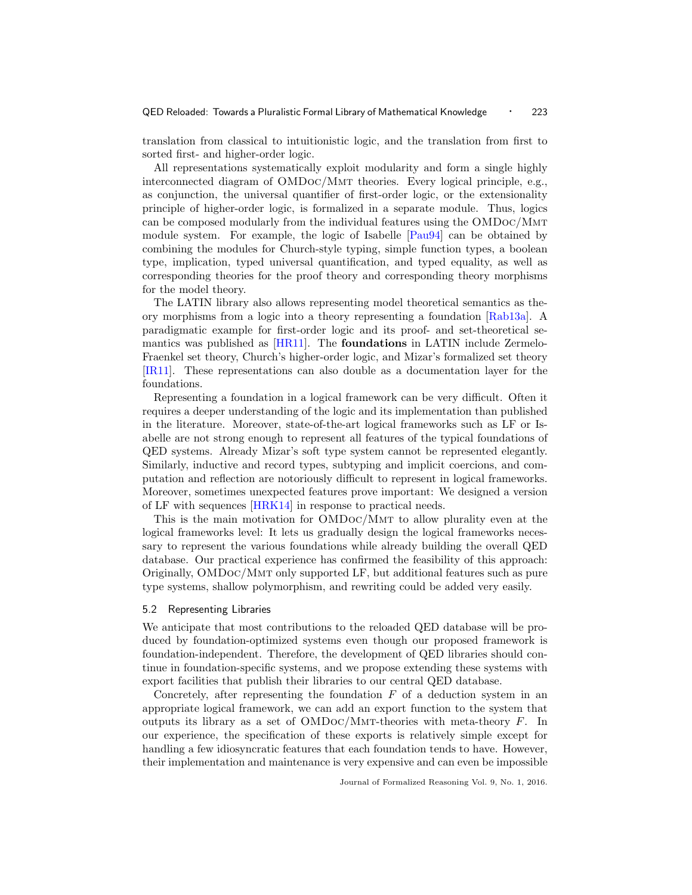translation from classical to intuitionistic logic, and the translation from first to sorted first- and higher-order logic.

All representations systematically exploit modularity and form a single highly interconnected diagram of OMDoc/Mmt theories. Every logical principle, e.g., as conjunction, the universal quantifier of first-order logic, or the extensionality principle of higher-order logic, is formalized in a separate module. Thus, logics can be composed modularly from the individual features using the OMDoc/Mmt module system. For example, the logic of Isabelle [Pau94] can be obtained by combining the modules for Church-style typing, simple function types, a boolean type, implication, typed universal quantification, and typed equality, as well as corresponding theories for the proof theory and corresponding theory morphisms for the model theory.

The LATIN library also allows representing model theoretical semantics as theory morphisms from a logic into a theory representing a foundation [Rab13a]. A paradigmatic example for first-order logic and its proof- and set-theoretical semantics was published as [HR11]. The **foundations** in LATIN include Zermelo-Fraenkel set theory, Church's higher-order logic, and Mizar's formalized set theory [IR11]. These representations can also double as a documentation layer for the foundations.

Representing a foundation in a logical framework can be very difficult. Often it requires a deeper understanding of the logic and its implementation than published in the literature. Moreover, state-of-the-art logical frameworks such as LF or Isabelle are not strong enough to represent all features of the typical foundations of QED systems. Already Mizar's soft type system cannot be represented elegantly. Similarly, inductive and record types, subtyping and implicit coercions, and computation and reflection are notoriously difficult to represent in logical frameworks. Moreover, sometimes unexpected features prove important: We designed a version of LF with sequences [HRK14] in response to practical needs.

This is the main motivation for OMDoc/Mmt to allow plurality even at the logical frameworks level: It lets us gradually design the logical frameworks necessary to represent the various foundations while already building the overall QED database. Our practical experience has confirmed the feasibility of this approach: Originally, OMDoc/Mmt only supported LF, but additional features such as pure type systems, shallow polymorphism, and rewriting could be added very easily.

### 5.2 Representing Libraries

We anticipate that most contributions to the reloaded QED database will be produced by foundation-optimized systems even though our proposed framework is foundation-independent. Therefore, the development of QED libraries should continue in foundation-specific systems, and we propose extending these systems with export facilities that publish their libraries to our central QED database.

Concretely, after representing the foundation $F$ of a deduction system in an appropriate logical framework, we can add an export function to the system that outputs its library as a set of OMDoc/Mmt-theories with meta-theory $F$. In our experience, the specification of these exports is relatively simple except for handling a few idiosyncratic features that each foundation tends to have. However, their implementation and maintenance is very expensive and can even be impossible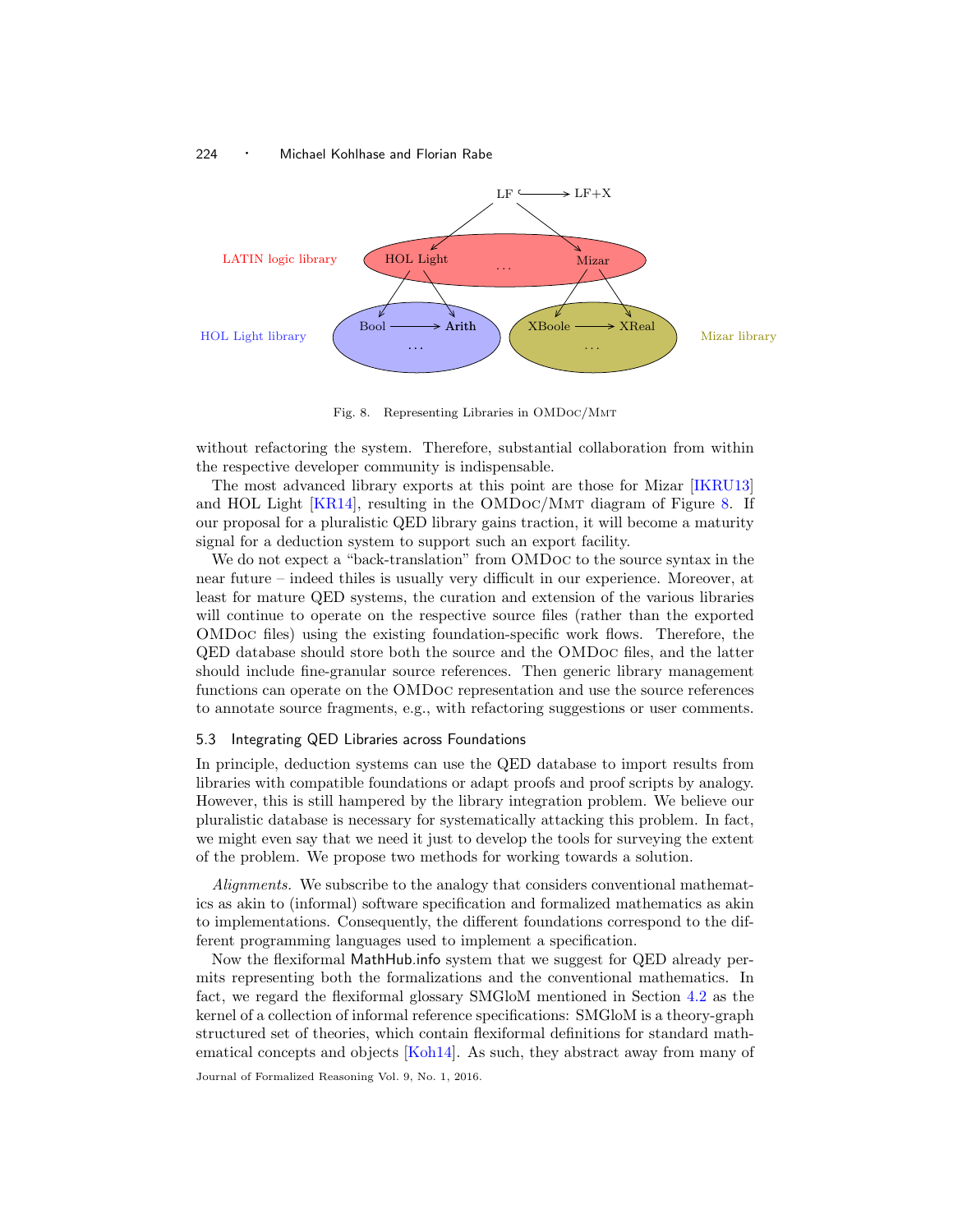Fig. 8. Representing Libraries in OMDoc/Mmt

without refactoring the system. Therefore, substantial collaboration from within the respective developer community is indispensable.

The most advanced library exports at this point are those for Mizar [IKRU13] and HOL Light [KR14], resulting in the OMDoc/Mmt diagram of Figure 8. If our proposal for a pluralistic QED library gains traction, it will become a maturity signal for a deduction system to support such an export facility.

We do not expect a "back-translation" from OMDoc to the source syntax in the near future – indeed thiles is usually very difficult in our experience. Moreover, at least for mature QED systems, the curation and extension of the various libraries will continue to operate on the respective source files (rather than the exported OMDoc files) using the existing foundation-specific work flows. Therefore, the QED database should store both the source and the OMDoc files, and the latter should include fine-granular source references. Then generic library management functions can operate on the OMDoc representation and use the source references to annotate source fragments, e.g., with refactoring suggestions or user comments.

### 5.3 Integrating QED Libraries across Foundations

In principle, deduction systems can use the QED database to import results from libraries with compatible foundations or adapt proofs and proof scripts by analogy. However, this is still hampered by the library integration problem. We believe our pluralistic database is necessary for systematically attacking this problem. In fact, we might even say that we need it just to develop the tools for surveying the extent of the problem. We propose two methods for working towards a solution.

*Alignments.* We subscribe to the analogy that considers conventional mathematics as akin to (informal) software specification and formalized mathematics as akin to implementations. Consequently, the different foundations correspond to the different programming languages used to implement a specification.

Now the flexiformal MathHub.info system that we suggest for QED already permits representing both the formalizations and the conventional mathematics. In fact, we regard the flexiformal glossary SMGloM mentioned in Section 4.2 as the kernel of a collection of informal reference specifications: SMGloM is a theory-graph structured set of theories, which contain flexiformal definitions for standard mathematical concepts and objects [Koh14]. As such, they abstract away from many of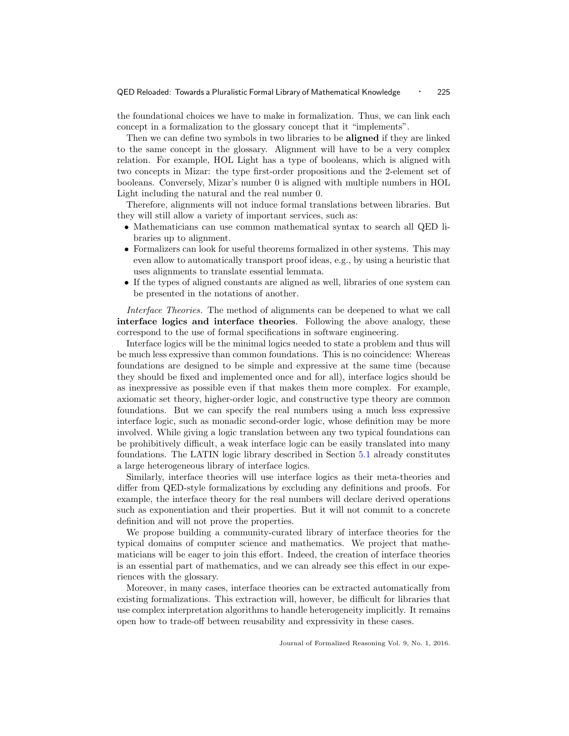the foundational choices we have to make in formalization. Thus, we can link each concept in a formalization to the glossary concept that it "implements".

Then we can define two symbols in two libraries to be **aligned** if they are linked to the same concept in the glossary. Alignment will have to be a very complex relation. For example, HOL Light has a type of booleans, which is aligned with two concepts in Mizar: the type first-order propositions and the 2-element set of booleans. Conversely, Mizar's number 0 is aligned with multiple numbers in HOL Light including the natural and the real number 0.

Therefore, alignments will not induce formal translations between libraries. But they will still allow a variety of important services, such as:

- Mathematicians can use common mathematical syntax to search all QED libraries up to alignment.
- Formalizers can look for useful theorems formalized in other systems. This may even allow to automatically transport proof ideas, e.g., by using a heuristic that uses alignments to translate essential lemmata.
- If the types of aligned constants are aligned as well, libraries of one system can be presented in the notations of another.

*Interface Theories.* The method of alignments can be deepened to what we call **interface logics and interface theories**. Following the above analogy, these correspond to the use of formal specifications in software engineering.

Interface logics will be the minimal logics needed to state a problem and thus will be much less expressive than common foundations. This is no coincidence: Whereas foundations are designed to be simple and expressive at the same time (because they should be fixed and implemented once and for all), interface logics should be as inexpressive as possible even if that makes them more complex. For example, axiomatic set theory, higher-order logic, and constructive type theory are common foundations. But we can specify the real numbers using a much less expressive interface logic, such as monadic second-order logic, whose definition may be more involved. While giving a logic translation between any two typical foundations can be prohibitively difficult, a weak interface logic can be easily translated into many foundations. The LATIN logic library described in Section 5.1 already constitutes a large heterogeneous library of interface logics.

Similarly, interface theories will use interface logics as their meta-theories and differ from QED-style formalizations by excluding any definitions and proofs. For example, the interface theory for the real numbers will declare derived operations such as exponentiation and their properties. But it will not commit to a concrete definition and will not prove the properties.

We propose building a community-curated library of interface theories for the typical domains of computer science and mathematics. We project that mathematicians will be eager to join this effort. Indeed, the creation of interface theories is an essential part of mathematics, and we can already see this effect in our experiences with the glossary.

Moreover, in many cases, interface theories can be extracted automatically from existing formalizations. This extraction will, however, be difficult for libraries that use complex interpretation algorithms to handle heterogeneity implicitly. It remains open how to trade-off between reusability and expressivity in these cases.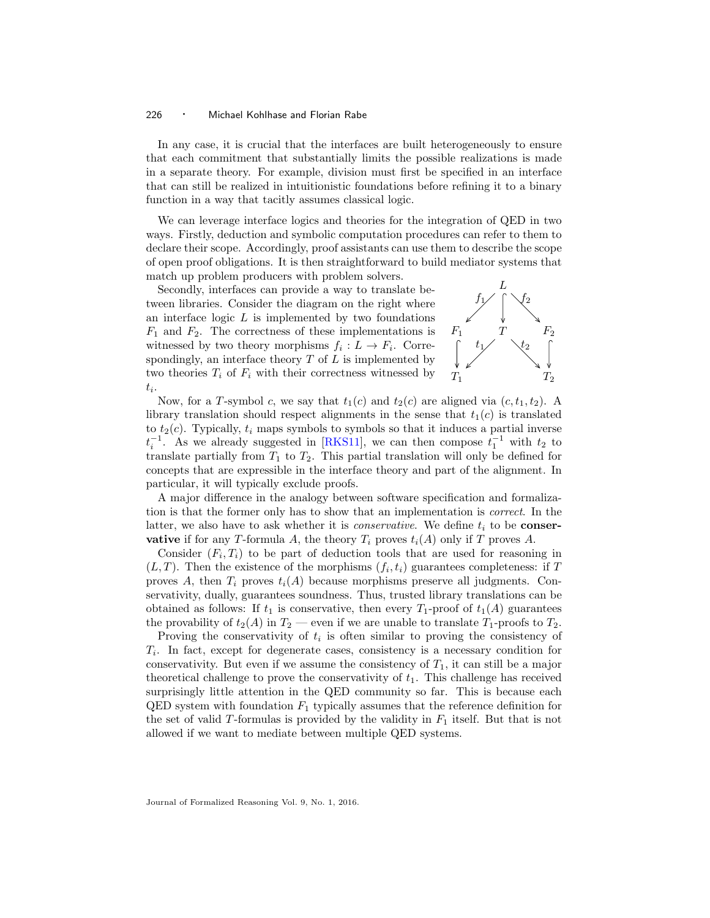In any case, it is crucial that the interfaces are built heterogeneously to ensure that each commitment that substantially limits the possible realizations is made in a separate theory. For example, division must first be specified in an interface that can still be realized in intuitionistic foundations before refining it to a binary function in a way that tacitly assumes classical logic.

We can leverage interface logics and theories for the integration of QED in two ways. Firstly, deduction and symbolic computation procedures can refer to them to declare their scope. Accordingly, proof assistants can use them to describe the scope of open proof obligations. It is then straightforward to build mediator systems that match up problem producers with problem solvers.

Secondly, interfaces can provide a way to translate between libraries. Consider the diagram on the right where an interface logic $L$ is implemented by two foundations $F_1$ and $F_2$. The correctness of these implementations is witnessed by two theory morphisms $f_i : L \to F_i$. Correspondingly, an interface theory $T$ of $L$ is implemented by two theories $T_i$ of $F_i$ with their correctness witnessed by $t_i$.

Now, for a $T$-symbol $c$, we say that $t_1(c)$ and $t_2(c)$ are aligned via $(c, t_1, t_2)$. A library translation should respect alignments in the sense that $t_1(c)$ is translated to $t_2(c)$. Typically, $t_i$ maps symbols to symbols so that it induces a partial inverse $t_i^{-1}$. As we already suggested in [RKS11], we can then compose $t_1^{-1}$ with $t_2$ to translate partially from $T_1$ to $T_2$. This partial translation will only be defined for concepts that are expressible in the interface theory and part of the alignment. In particular, it will typically exclude proofs.

A major difference in the analogy between software specification and formalization is that the former only has to show that an implementation is *correct*. In the latter, we also have to ask whether it is *conservative*. We define $t_i$ to be **conservative** if for any $T$-formula $A$, the theory $T_i$ proves $t_i(A)$ only if $T$ proves $A$.

Consider $(F_i, T_i)$ to be part of deduction tools that are used for reasoning in $(L, T)$. Then the existence of the morphisms $(f_i, t_i)$ guarantees completeness: if $T$ proves $A$, then $T_i$ proves $t_i(A)$ because morphisms preserve all judgments. Conservativity, dually, guarantees soundness. Thus, trusted library translations can be obtained as follows: If $t_1$ is conservative, then every $T_1$-proof of $t_1(A)$ guarantees the provability of $t_2(A)$ in $T_2$ — even if we are unable to translate $T_1$-proofs to $T_2$.

Proving the conservativity of $t_i$ is often similar to proving the consistency of $T_i$. In fact, except for degenerate cases, consistency is a necessary condition for conservativity. But even if we assume the consistency of $T_1$, it can still be a major theoretical challenge to prove the conservativity of $t_1$. This challenge has received surprisingly little attention in the QED community so far. This is because each QED system with foundation $F_1$ typically assumes that the reference definition for the set of valid $T$-formulas is provided by the validity in $F_1$ itself. But that is not allowed if we want to mediate between multiple QED systems.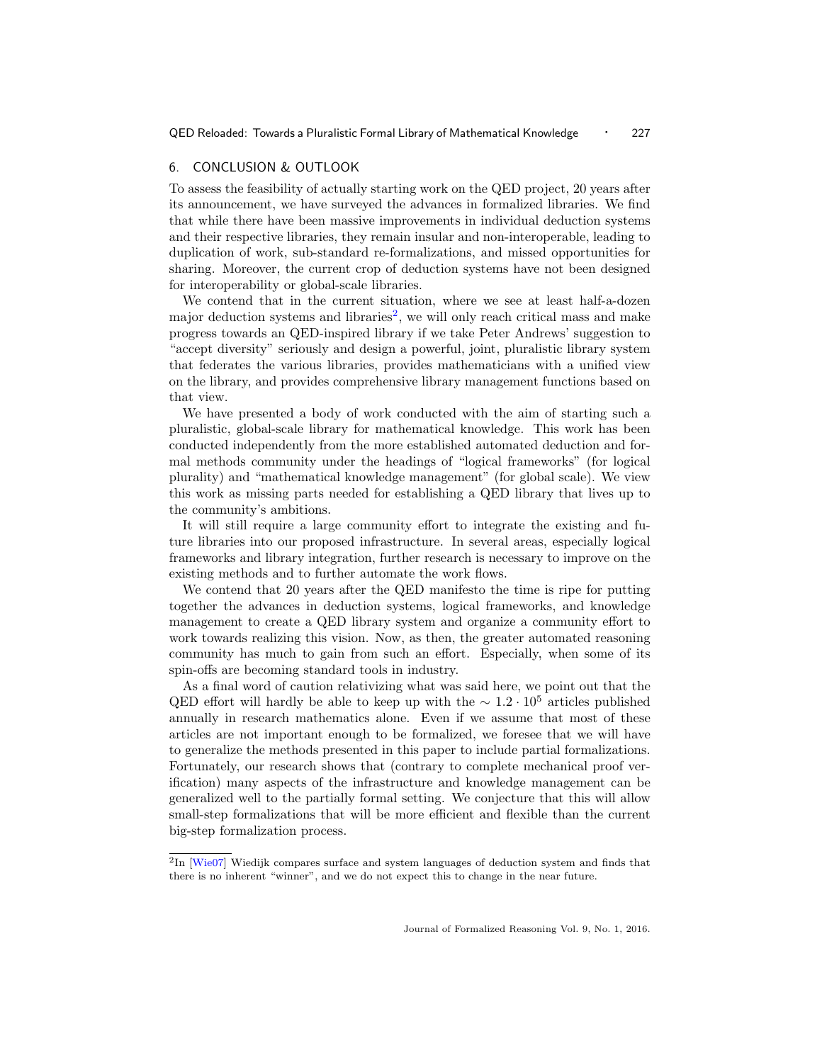## 6. CONCLUSION & OUTLOOK

To assess the feasibility of actually starting work on the QED project, 20 years after its announcement, we have surveyed the advances in formalized libraries. We find that while there have been massive improvements in individual deduction systems and their respective libraries, they remain insular and non-interoperable, leading to duplication of work, sub-standard re-formalizations, and missed opportunities for sharing. Moreover, the current crop of deduction systems have not been designed for interoperability or global-scale libraries.

We contend that in the current situation, where we see at least half-a-dozen major deduction systems and libraries[2], we will only reach critical mass and make progress towards an QED-inspired library if we take Peter Andrews' suggestion to "accept diversity" seriously and design a powerful, joint, pluralistic library system that federates the various libraries, provides mathematicians with a unified view on the library, and provides comprehensive library management functions based on that view.

We have presented a body of work conducted with the aim of starting such a pluralistic, global-scale library for mathematical knowledge. This work has been conducted independently from the more established automated deduction and formal methods community under the headings of "logical frameworks" (for logical plurality) and "mathematical knowledge management" (for global scale). We view this work as missing parts needed for establishing a QED library that lives up to the community's ambitions.

It will still require a large community effort to integrate the existing and future libraries into our proposed infrastructure. In several areas, especially logical frameworks and library integration, further research is necessary to improve on the existing methods and to further automate the work flows.

We contend that 20 years after the QED manifesto the time is ripe for putting together the advances in deduction systems, logical frameworks, and knowledge management to create a QED library system and organize a community effort to work towards realizing this vision. Now, as then, the greater automated reasoning community has much to gain from such an effort. Especially, when some of its spin-offs are becoming standard tools in industry.

As a final word of caution relativizing what was said here, we point out that the QED effort will hardly be able to keep up with the $\sim 1.2 \cdot 10^5$ articles published annually in research mathematics alone. Even if we assume that most of these articles are not important enough to be formalized, we foresee that we will have to generalize the methods presented in this paper to include partial formalizations. Fortunately, our research shows that (contrary to complete mechanical proof verification) many aspects of the infrastructure and knowledge management can be generalized well to the partially formal setting. We conjecture that this will allow small-step formalizations that will be more efficient and flexible than the current big-step formalization process.

---

[2] In [Wie07] Wiedijk compares surface and system languages of deduction system and finds that there is no inherent "winner", and we do not expect this to change in the near future.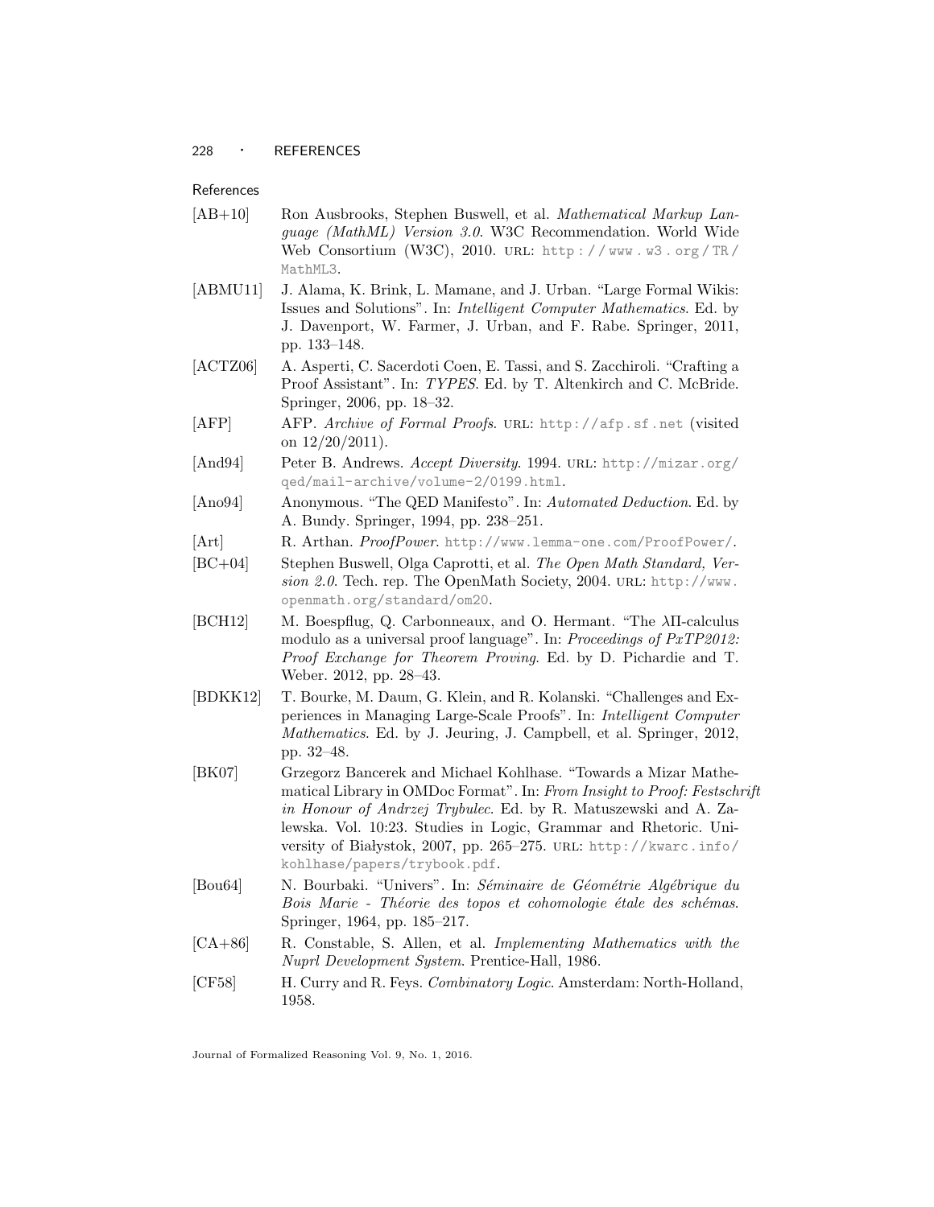References

[AB+10] Ron Ausbrooks, Stephen Buswell, et al. *Mathematical Markup Language (MathML) Version 3.0*. W3C Recommendation. World Wide Web Consortium (W3C), 2010. URL: http://www.w3.org/TR/MathML3.

[ABMU11] J. Alama, K. Brink, L. Mamane, and J. Urban. "Large Formal Wikis: Issues and Solutions". In: *Intelligent Computer Mathematics*. Ed. by J. Davenport, W. Farmer, J. Urban, and F. Rabe. Springer, 2011, pp. 133–148.

[ACTZ06] A. Asperti, C. Sacerdoti Coen, E. Tassi, and S. Zacchiroli. "Crafting a Proof Assistant". In: *TYPES*. Ed. by T. Altenkirch and C. McBride. Springer, 2006, pp. 18–32.

[AFP] AFP. *Archive of Formal Proofs*. URL: http://afp.sf.net (visited on 12/20/2011).

[And94] Peter B. Andrews. *Accept Diversity*. 1994. URL: http://mizar.org/qed/mail-archive/volume-2/0199.html.

[Ano94] Anonymous. "The QED Manifesto". In: *Automated Deduction*. Ed. by A. Bundy. Springer, 1994, pp. 238–251.

[Art] R. Arthan. *ProofPower*. http://www.lemma-one.com/ProofPower/.

[BC+04] Stephen Buswell, Olga Caprotti, et al. *The Open Math Standard, Version 2.0*. Tech. rep. The OpenMath Society, 2004. URL: http://www.openmath.org/standard/om20.

[BCH12] M. Boespflug, Q. Carbonneaux, and O. Hermant. "The λΠ-calculus modulo as a universal proof language". In: *Proceedings of PxTP2012: Proof Exchange for Theorem Proving*. Ed. by D. Pichardie and T. Weber. 2012, pp. 28–43.

[BDKK12] T. Bourke, M. Daum, G. Klein, and R. Kolanski. "Challenges and Experiences in Managing Large-Scale Proofs". In: *Intelligent Computer Mathematics*. Ed. by J. Jeuring, J. Campbell, et al. Springer, 2012, pp. 32–48.

[BK07] Grzegorz Bancerek and Michael Kohlhase. "Towards a Mizar Mathematical Library in OMDoc Format". In: *From Insight to Proof: Festschrift in Honour of Andrzej Trybulec*. Ed. by R. Matuszewski and A. Zalewska. Vol. 10:23. Studies in Logic, Grammar and Rhetoric. University of Białystok, 2007, pp. 265–275. URL: http://kwarc.info/kohlhase/papers/trybook.pdf.

[Bou64] N. Bourbaki. "Univers". In: *Séminaire de Géométrie Algébrique du Bois Marie - Théorie des topos et cohomologie étale des schémas*. Springer, 1964, pp. 185–217.

[CA+86] R. Constable, S. Allen, et al. *Implementing Mathematics with the Nuprl Development System*. Prentice-Hall, 1986.

[CF58] H. Curry and R. Feys. *Combinatory Logic*. Amsterdam: North-Holland, 1958.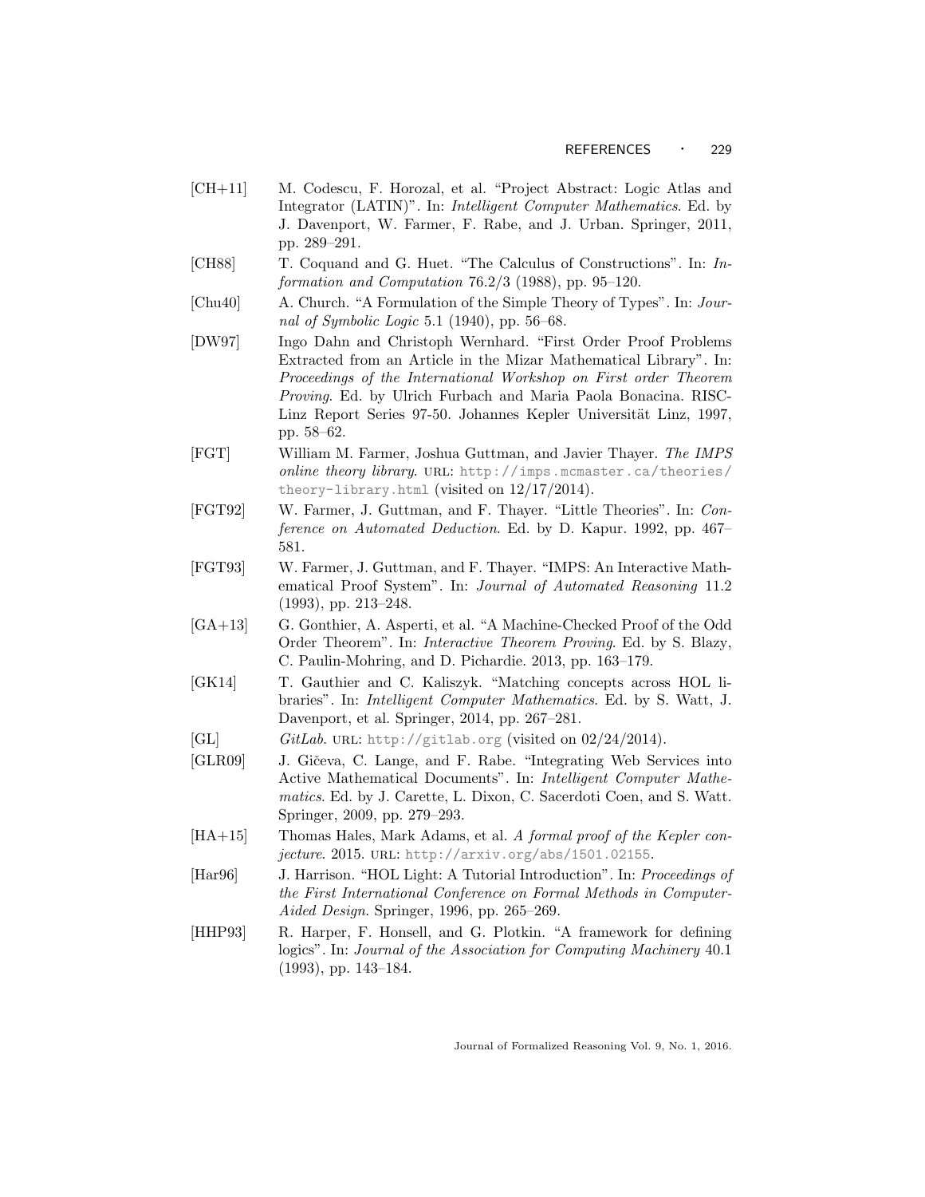[CH+11] M. Codescu, F. Horozal, et al. "Project Abstract: Logic Atlas and Integrator (LATIN)". In: *Intelligent Computer Mathematics*. Ed. by J. Davenport, W. Farmer, F. Rabe, and J. Urban. Springer, 2011, pp. 289–291.

[CH88] T. Coquand and G. Huet. "The Calculus of Constructions". In: *Information and Computation* 76.2/3 (1988), pp. 95–120.

[Chu40] A. Church. "A Formulation of the Simple Theory of Types". In: *Journal of Symbolic Logic* 5.1 (1940), pp. 56–68.

[DW97] Ingo Dahn and Christoph Wernhard. "First Order Proof Problems Extracted from an Article in the Mizar Mathematical Library". In: *Proceedings of the International Workshop on First order Theorem Proving*. Ed. by Ulrich Furbach and Maria Paola Bonacina. RISC-Linz Report Series 97-50. Johannes Kepler Universität Linz, 1997, pp. 58–62.

[FGT] William M. Farmer, Joshua Guttman, and Javier Thayer. *The IMPS online theory library*. URL: http://imps.mcmaster.ca/theories/theory-library.html (visited on 12/17/2014).

[FGT92] W. Farmer, J. Guttman, and F. Thayer. "Little Theories". In: *Conference on Automated Deduction*. Ed. by D. Kapur. 1992, pp. 467–581.

[FGT93] W. Farmer, J. Guttman, and F. Thayer. "IMPS: An Interactive Mathematical Proof System". In: *Journal of Automated Reasoning* 11.2 (1993), pp. 213–248.

[GA+13] G. Gonthier, A. Asperti, et al. "A Machine-Checked Proof of the Odd Order Theorem". In: *Interactive Theorem Proving*. Ed. by S. Blazy, C. Paulin-Mohring, and D. Pichardie. 2013, pp. 163–179.

[GK14] T. Gauthier and C. Kaliszyk. "Matching concepts across HOL libraries". In: *Intelligent Computer Mathematics*. Ed. by S. Watt, J. Davenport, et al. Springer, 2014, pp. 267–281.

[GL] *GitLab*. URL: http://gitlab.org (visited on 02/24/2014).

[GLR09] J. Gičeva, C. Lange, and F. Rabe. "Integrating Web Services into Active Mathematical Documents". In: *Intelligent Computer Mathematics*. Ed. by J. Carette, L. Dixon, C. Sacerdoti Coen, and S. Watt. Springer, 2009, pp. 279–293.

[HA+15] Thomas Hales, Mark Adams, et al. *A formal proof of the Kepler conjecture*. 2015. URL: http://arxiv.org/abs/1501.02155.

[Har96] J. Harrison. "HOL Light: A Tutorial Introduction". In: *Proceedings of the First International Conference on Formal Methods in Computer-Aided Design*. Springer, 1996, pp. 265–269.

[HHP93] R. Harper, F. Honsell, and G. Plotkin. "A framework for defining logics". In: *Journal of the Association for Computing Machinery* 40.1 (1993), pp. 143–184.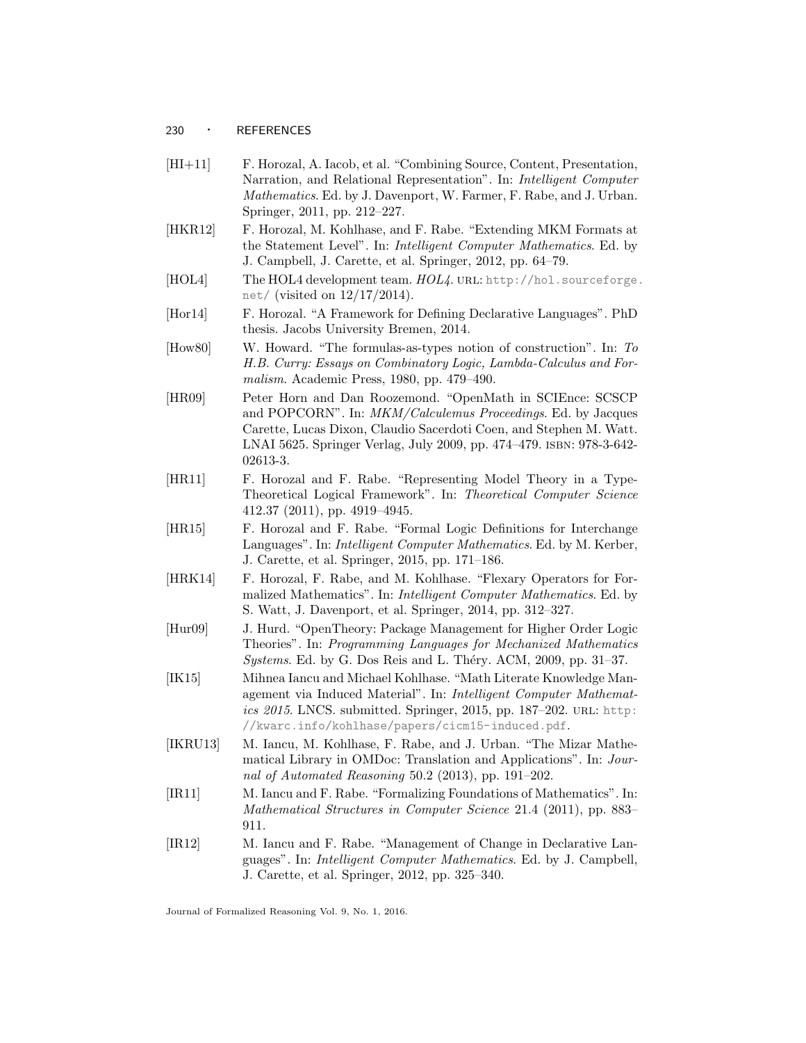[HI+11] F. Horozal, A. Iacob, et al. "Combining Source, Content, Presentation, Narration, and Relational Representation". In: *Intelligent Computer Mathematics*. Ed. by J. Davenport, W. Farmer, F. Rabe, and J. Urban. Springer, 2011, pp. 212–227.

[HKR12] F. Horozal, M. Kohlhase, and F. Rabe. "Extending MKM Formats at the Statement Level". In: *Intelligent Computer Mathematics*. Ed. by J. Campbell, J. Carette, et al. Springer, 2012, pp. 64–79.

[HOL4] The HOL4 development team. *HOL4*. URL: http://hol.sourceforge.net/ (visited on 12/17/2014).

[Hor14] F. Horozal. "A Framework for Defining Declarative Languages". PhD thesis. Jacobs University Bremen, 2014.

[How80] W. Howard. "The formulas-as-types notion of construction". In: *To H.B. Curry: Essays on Combinatory Logic, Lambda-Calculus and Formalism*. Academic Press, 1980, pp. 479–490.

[HR09] Peter Horn and Dan Roozemond. "OpenMath in SCIEnce: SCSCP and POPCORN". In: *MKM/Calculemus Proceedings*. Ed. by Jacques Carette, Lucas Dixon, Claudio Sacerdoti Coen, and Stephen M. Watt. LNAI 5625. Springer Verlag, July 2009, pp. 474–479. ISBN: 978-3-642-02613-3.

[HR11] F. Horozal and F. Rabe. "Representing Model Theory in a Type-Theoretical Logical Framework". In: *Theoretical Computer Science* 412.37 (2011), pp. 4919–4945.

[HR15] F. Horozal and F. Rabe. "Formal Logic Definitions for Interchange Languages". In: *Intelligent Computer Mathematics*. Ed. by M. Kerber, J. Carette, et al. Springer, 2015, pp. 171–186.

[HRK14] F. Horozal, F. Rabe, and M. Kohlhase. "Flexary Operators for Formalized Mathematics". In: *Intelligent Computer Mathematics*. Ed. by S. Watt, J. Davenport, et al. Springer, 2014, pp. 312–327.

[Hur09] J. Hurd. "OpenTheory: Package Management for Higher Order Logic Theories". In: *Programming Languages for Mechanized Mathematics Systems*. Ed. by G. Dos Reis and L. Théry. ACM, 2009, pp. 31–37.

[IK15] Mihnea Iancu and Michael Kohlhase. "Math Literate Knowledge Management via Induced Material". In: *Intelligent Computer Mathematics 2015*. LNCS. submitted. Springer, 2015, pp. 187–202. URL: http://kwarc.info/kohlhase/papers/cicm15-induced.pdf.

[IKRU13] M. Iancu, M. Kohlhase, F. Rabe, and J. Urban. "The Mizar Mathematical Library in OMDoc: Translation and Applications". In: *Journal of Automated Reasoning* 50.2 (2013), pp. 191–202.

[IR11] M. Iancu and F. Rabe. "Formalizing Foundations of Mathematics". In: *Mathematical Structures in Computer Science* 21.4 (2011), pp. 883–911.

[IR12] M. Iancu and F. Rabe. "Management of Change in Declarative Languages". In: *Intelligent Computer Mathematics*. Ed. by J. Campbell, J. Carette, et al. Springer, 2012, pp. 325–340.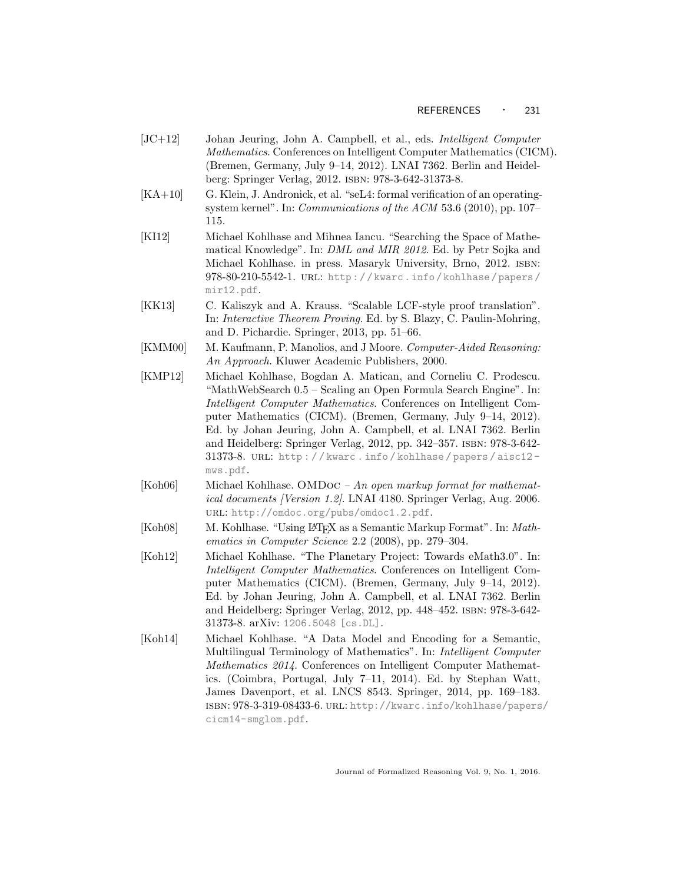[JC+12] Johan Jeuring, John A. Campbell, et al., eds. *Intelligent Computer Mathematics*. Conferences on Intelligent Computer Mathematics (CICM). (Bremen, Germany, July 9–14, 2012). LNAI 7362. Berlin and Heidelberg: Springer Verlag, 2012. ISBN: 978-3-642-31373-8.

[KA+10] G. Klein, J. Andronick, et al. "seL4: formal verification of an operating-system kernel". In: *Communications of the ACM* 53.6 (2010), pp. 107–115.

[KI12] Michael Kohlhase and Mihnea Iancu. "Searching the Space of Mathematical Knowledge". In: *DML and MIR 2012*. Ed. by Petr Sojka and Michael Kohlhase. in press. Masaryk University, Brno, 2012. ISBN: 978-80-210-5542-1. URL: http://kwarc.info/kohlhase/papers/mir12.pdf.

[KK13] C. Kaliszyk and A. Krauss. "Scalable LCF-style proof translation". In: *Interactive Theorem Proving*. Ed. by S. Blazy, C. Paulin-Mohring, and D. Pichardie. Springer, 2013, pp. 51–66.

[KMM00] M. Kaufmann, P. Manolios, and J Moore. *Computer-Aided Reasoning: An Approach*. Kluwer Academic Publishers, 2000.

[KMP12] Michael Kohlhase, Bogdan A. Matican, and Corneliu C. Prodescu. "MathWebSearch 0.5 – Scaling an Open Formula Search Engine". In: *Intelligent Computer Mathematics*. Conferences on Intelligent Computer Mathematics (CICM). (Bremen, Germany, July 9–14, 2012). Ed. by Johan Jeuring, John A. Campbell, et al. LNAI 7362. Berlin and Heidelberg: Springer Verlag, 2012, pp. 342–357. ISBN: 978-3-642-31373-8. URL: http://kwarc.info/kohlhase/papers/aisc12-mws.pdf.

[Koh06] Michael Kohlhase. OMDoc – *An open markup format for mathematical documents [Version 1.2]*. LNAI 4180. Springer Verlag, Aug. 2006. URL: http://omdoc.org/pubs/omdoc1.2.pdf.

[Koh08] M. Kohlhase. "Using LaTeX as a Semantic Markup Format". In: *Mathematics in Computer Science* 2.2 (2008), pp. 279–304.

[Koh12] Michael Kohlhase. "The Planetary Project: Towards eMath3.0". In: *Intelligent Computer Mathematics*. Conferences on Intelligent Computer Mathematics (CICM). (Bremen, Germany, July 9–14, 2012). Ed. by Johan Jeuring, John A. Campbell, et al. LNAI 7362. Berlin and Heidelberg: Springer Verlag, 2012, pp. 448–452. ISBN: 978-3-642-31373-8. arXiv: 1206.5048 [cs.DL].

[Koh14] Michael Kohlhase. "A Data Model and Encoding for a Semantic, Multilingual Terminology of Mathematics". In: *Intelligent Computer Mathematics 2014*. Conferences on Intelligent Computer Mathematics. (Coimbra, Portugal, July 7–11, 2014). Ed. by Stephan Watt, James Davenport, et al. LNCS 8543. Springer, 2014, pp. 169–183. ISBN: 978-3-319-08433-6. URL: http://kwarc.info/kohlhase/papers/cicm14-smglom.pdf.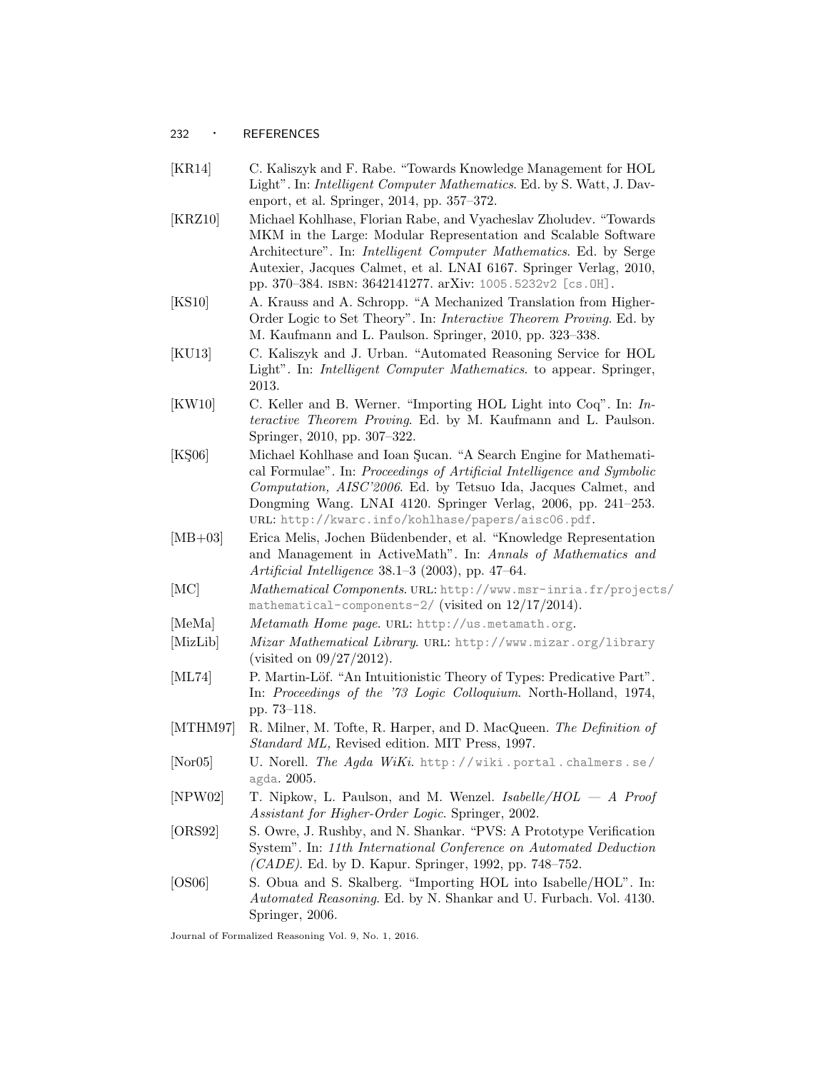[KR14] C. Kaliszyk and F. Rabe. "Towards Knowledge Management for HOL Light". In: *Intelligent Computer Mathematics*. Ed. by S. Watt, J. Davenport, et al. Springer, 2014, pp. 357–372.

[KRZ10] Michael Kohlhase, Florian Rabe, and Vyacheslav Zholudev. "Towards MKM in the Large: Modular Representation and Scalable Software Architecture". In: *Intelligent Computer Mathematics*. Ed. by Serge Autexier, Jacques Calmet, et al. LNAI 6167. Springer Verlag, 2010, pp. 370–384. ISBN: 3642141277. arXiv: 1005.5232v2 [cs.OH].

[KS10] A. Krauss and A. Schropp. "A Mechanized Translation from Higher-Order Logic to Set Theory". In: *Interactive Theorem Proving*. Ed. by M. Kaufmann and L. Paulson. Springer, 2010, pp. 323–338.

[KU13] C. Kaliszyk and J. Urban. "Automated Reasoning Service for HOL Light". In: *Intelligent Computer Mathematics*. to appear. Springer, 2013.

[KW10] C. Keller and B. Werner. "Importing HOL Light into Coq". In: *Interactive Theorem Proving*. Ed. by M. Kaufmann and L. Paulson. Springer, 2010, pp. 307–322.

[KŞ06] Michael Kohlhase and Ioan Şucan. "A Search Engine for Mathematical Formulae". In: *Proceedings of Artificial Intelligence and Symbolic Computation, AISC'2006*. Ed. by Tetsuo Ida, Jacques Calmet, and Dongming Wang. LNAI 4120. Springer Verlag, 2006, pp. 241–253. URL: http://kwarc.info/kohlhase/papers/aisc06.pdf.

[MB+03] Erica Melis, Jochen Büdenbender, et al. "Knowledge Representation and Management in ActiveMath". In: *Annals of Mathematics and Artificial Intelligence* 38.1–3 (2003), pp. 47–64.

[MC] *Mathematical Components*. URL: http://www.msr-inria.fr/projects/mathematical-components-2/ (visited on 12/17/2014).

[MeMa] *Metamath Home page*. URL: http://us.metamath.org.

[MizLib] *Mizar Mathematical Library*. URL: http://www.mizar.org/library (visited on 09/27/2012).

[ML74] P. Martin-Löf. "An Intuitionistic Theory of Types: Predicative Part". In: *Proceedings of the '73 Logic Colloquium*. North-Holland, 1974, pp. 73–118.

[MTHM97] R. Milner, M. Tofte, R. Harper, and D. MacQueen. *The Definition of Standard ML, Revised edition*. MIT Press, 1997.

[Nor05] U. Norell. *The Agda WiKi*. http://wiki.portal.chalmers.se/agda. 2005.

[NPW02] T. Nipkow, L. Paulson, and M. Wenzel. *Isabelle/HOL — A Proof Assistant for Higher-Order Logic*. Springer, 2002.

[ORS92] S. Owre, J. Rushby, and N. Shankar. "PVS: A Prototype Verification System". In: *11th International Conference on Automated Deduction (CADE)*. Ed. by D. Kapur. Springer, 1992, pp. 748–752.

[OS06] S. Obua and S. Skalberg. "Importing HOL into Isabelle/HOL". In: *Automated Reasoning*. Ed. by N. Shankar and U. Furbach. Vol. 4130. Springer, 2006.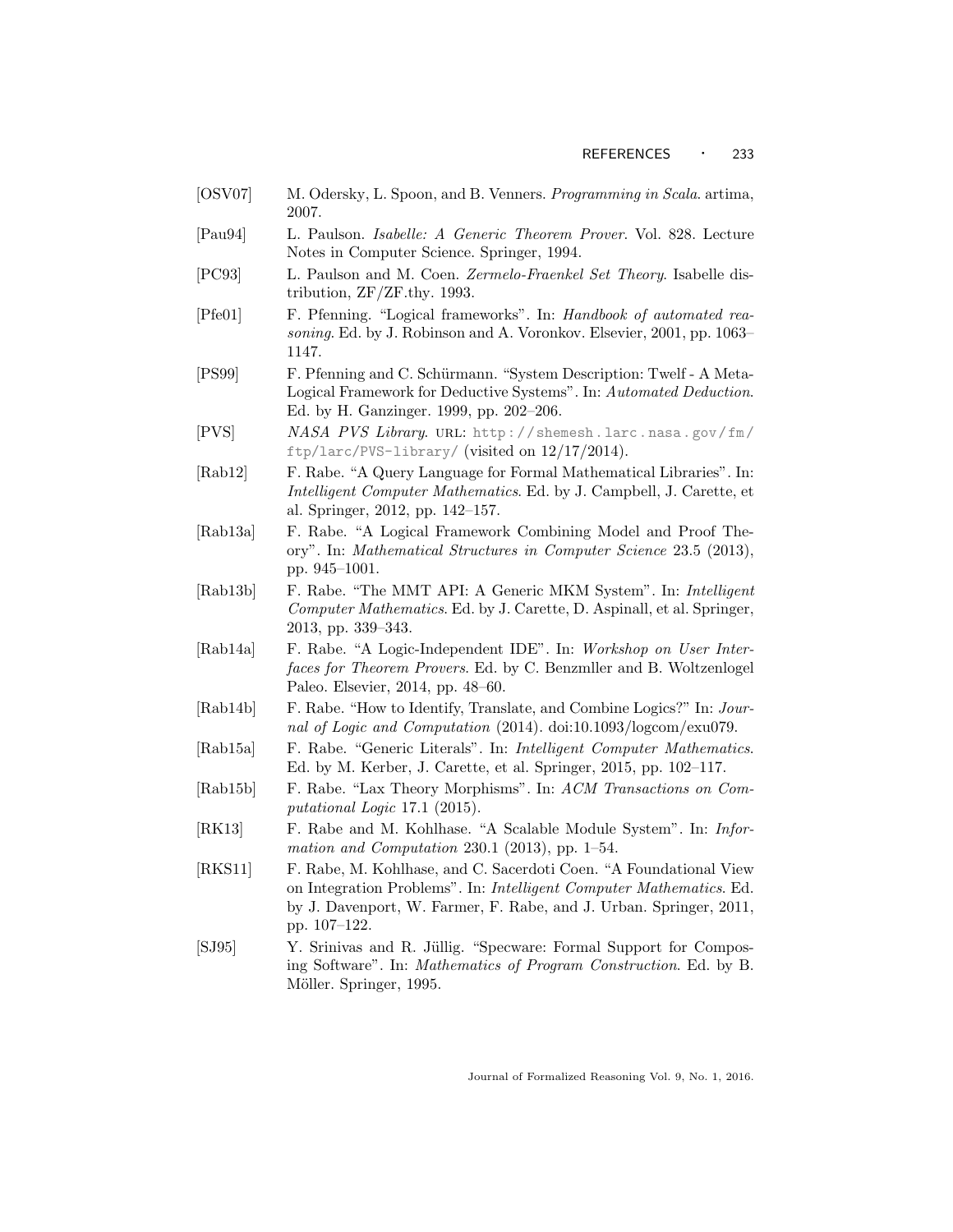[OSV07] M. Odersky, L. Spoon, and B. Venners. *Programming in Scala*. artima, 2007.

[Pau94] L. Paulson. *Isabelle: A Generic Theorem Prover*. Vol. 828. Lecture Notes in Computer Science. Springer, 1994.

[PC93] L. Paulson and M. Coen. *Zermelo-Fraenkel Set Theory*. Isabelle distribution, ZF/ZF.thy. 1993.

[Pfe01] F. Pfenning. "Logical frameworks". In: *Handbook of automated reasoning*. Ed. by J. Robinson and A. Voronkov. Elsevier, 2001, pp. 1063–1147.

[PS99] F. Pfenning and C. Schürmann. "System Description: Twelf - A Meta-Logical Framework for Deductive Systems". In: *Automated Deduction*. Ed. by H. Ganzinger. 1999, pp. 202–206.

[PVS] *NASA PVS Library*. URL: http://shemesh.larc.nasa.gov/fm/ftp/larc/PVS-library/ (visited on 12/17/2014).

[Rab12] F. Rabe. "A Query Language for Formal Mathematical Libraries". In: *Intelligent Computer Mathematics*. Ed. by J. Campbell, J. Carette, et al. Springer, 2012, pp. 142–157.

[Rab13a] F. Rabe. "A Logical Framework Combining Model and Proof Theory". In: *Mathematical Structures in Computer Science* 23.5 (2013), pp. 945–1001.

[Rab13b] F. Rabe. "The MMT API: A Generic MKM System". In: *Intelligent Computer Mathematics*. Ed. by J. Carette, D. Aspinall, et al. Springer, 2013, pp. 339–343.

[Rab14a] F. Rabe. "A Logic-Independent IDE". In: *Workshop on User Interfaces for Theorem Provers*. Ed. by C. Benzmller and B. Woltzenlogel Paleo. Elsevier, 2014, pp. 48–60.

[Rab14b] F. Rabe. "How to Identify, Translate, and Combine Logics?" In: *Journal of Logic and Computation* (2014). doi:10.1093/logcom/exu079.

[Rab15a] F. Rabe. "Generic Literals". In: *Intelligent Computer Mathematics*. Ed. by M. Kerber, J. Carette, et al. Springer, 2015, pp. 102–117.

[Rab15b] F. Rabe. "Lax Theory Morphisms". In: *ACM Transactions on Computational Logic* 17.1 (2015).

[RK13] F. Rabe and M. Kohlhase. "A Scalable Module System". In: *Information and Computation* 230.1 (2013), pp. 1–54.

[RKS11] F. Rabe, M. Kohlhase, and C. Sacerdoti Coen. "A Foundational View on Integration Problems". In: *Intelligent Computer Mathematics*. Ed. by J. Davenport, W. Farmer, F. Rabe, and J. Urban. Springer, 2011, pp. 107–122.

[SJ95] Y. Srinivas and R. Jüllig. "Specware: Formal Support for Composing Software". In: *Mathematics of Program Construction*. Ed. by B. Möller. Springer, 1995.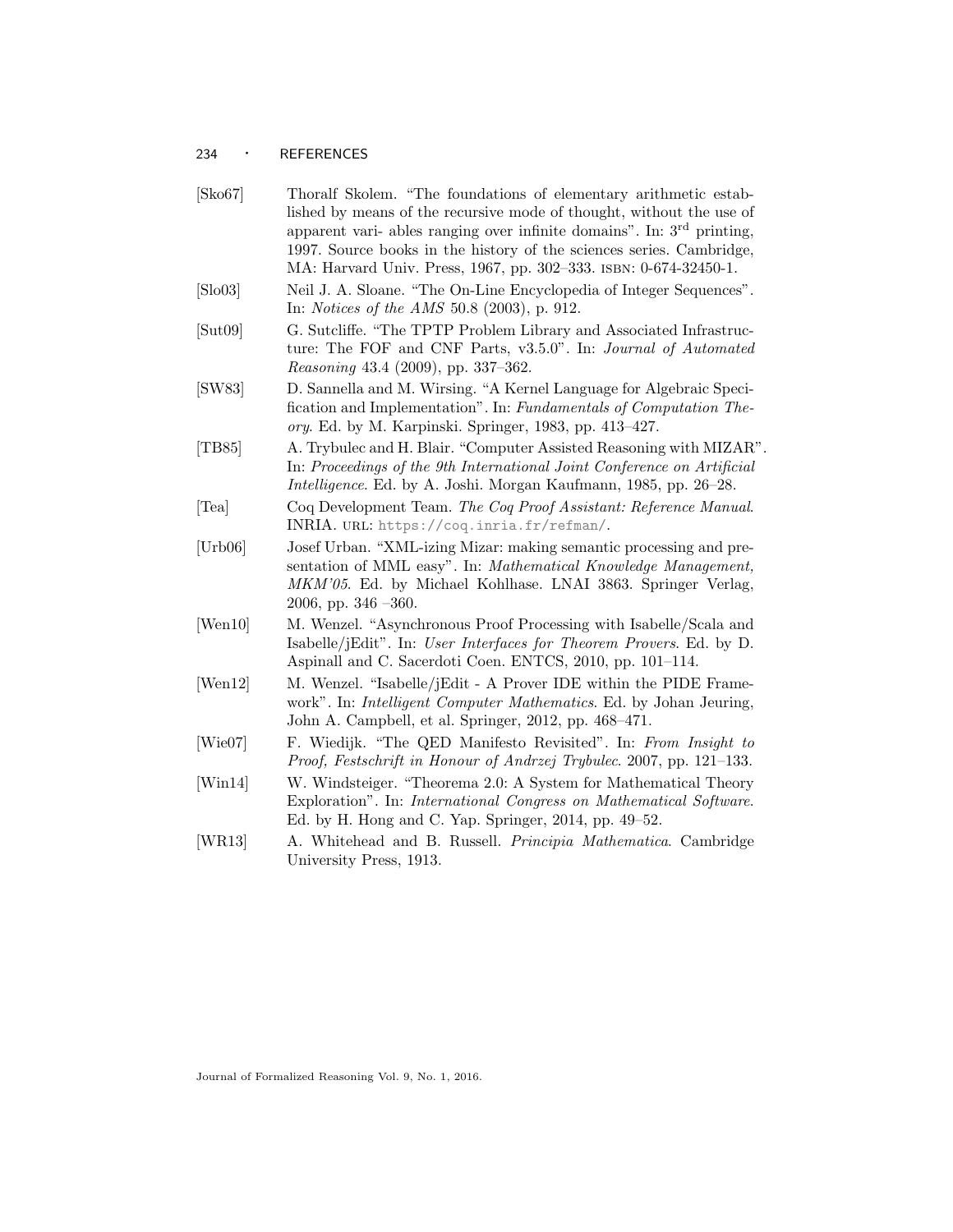[Sko67] Thoralf Skolem. "The foundations of elementary arithmetic established by means of the recursive mode of thought, without the use of apparent vari- ables ranging over infinite domains". In: 3rd printing, 1997. Source books in the history of the sciences series. Cambridge, MA: Harvard Univ. Press, 1967, pp. 302–333. ISBN: 0-674-32450-1.

[Slo03] Neil J. A. Sloane. "The On-Line Encyclopedia of Integer Sequences". In: *Notices of the AMS* 50.8 (2003), p. 912.

[Sut09] G. Sutcliffe. "The TPTP Problem Library and Associated Infrastructure: The FOF and CNF Parts, v3.5.0". In: *Journal of Automated Reasoning* 43.4 (2009), pp. 337–362.

[SW83] D. Sannella and M. Wirsing. "A Kernel Language for Algebraic Specification and Implementation". In: *Fundamentals of Computation Theory*. Ed. by M. Karpinski. Springer, 1983, pp. 413–427.

[TB85] A. Trybulec and H. Blair. "Computer Assisted Reasoning with MIZAR". In: *Proceedings of the 9th International Joint Conference on Artificial Intelligence*. Ed. by A. Joshi. Morgan Kaufmann, 1985, pp. 26–28.

[Tea] Coq Development Team. *The Coq Proof Assistant: Reference Manual*. INRIA. URL: https://coq.inria.fr/refman/.

[Urb06] Josef Urban. "XML-izing Mizar: making semantic processing and presentation of MML easy". In: *Mathematical Knowledge Management, MKM'05*. Ed. by Michael Kohlhase. LNAI 3863. Springer Verlag, 2006, pp. 346 –360.

[Wen10] M. Wenzel. "Asynchronous Proof Processing with Isabelle/Scala and Isabelle/jEdit". In: *User Interfaces for Theorem Provers*. Ed. by D. Aspinall and C. Sacerdoti Coen. ENTCS, 2010, pp. 101–114.

[Wen12] M. Wenzel. "Isabelle/jEdit - A Prover IDE within the PIDE Framework". In: *Intelligent Computer Mathematics*. Ed. by Johan Jeuring, John A. Campbell, et al. Springer, 2012, pp. 468–471.

[Wie07] F. Wiedijk. "The QED Manifesto Revisited". In: *From Insight to Proof, Festschrift in Honour of Andrzej Trybulec*. 2007, pp. 121–133.

[Win14] W. Windsteiger. "Theorema 2.0: A System for Mathematical Theory Exploration". In: *International Congress on Mathematical Software*. Ed. by H. Hong and C. Yap. Springer, 2014, pp. 49–52.

[WR13] A. Whitehead and B. Russell. *Principia Mathematica*. Cambridge University Press, 1913.